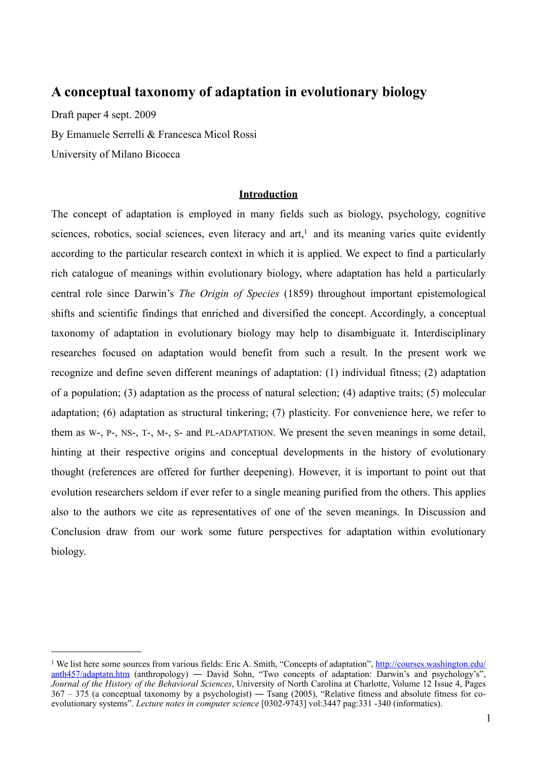# A conceptual taxonomy of adaptation in evolutionary biology

Draft paper 4 sept. 2009

By Emanuele Serrelli & Francesca Micol Rossi

University of Milano Bicocca

## Introduction

The concept of adaptation is employed in many fields such as biology, psychology, cognitive sciences, robotics, social sciences, even literacy and art,[1] and its meaning varies quite evidently according to the particular research context in which it is applied. We expect to find a particularly rich catalogue of meanings within evolutionary biology, where adaptation has held a particularly central role since Darwin's *The Origin of Species* (1859) throughout important epistemological shifts and scientific findings that enriched and diversified the concept. Accordingly, a conceptual taxonomy of adaptation in evolutionary biology may help to disambiguate it. Interdisciplinary researches focused on adaptation would benefit from such a result. In the present work we recognize and define seven different meanings of adaptation: (1) individual fitness; (2) adaptation of a population; (3) adaptation as the process of natural selection; (4) adaptive traits; (5) molecular adaptation; (6) adaptation as structural tinkering; (7) plasticity. For convenience here, we refer to them as W-, P-, NS-, T-, M-, S- and PL-ADAPTATION. We present the seven meanings in some detail, hinting at their respective origins and conceptual developments in the history of evolutionary thought (references are offered for further deepening). However, it is important to point out that evolution researchers seldom if ever refer to a single meaning purified from the others. This applies also to the authors we cite as representatives of one of the seven meanings. In Discussion and Conclusion draw from our work some future perspectives for adaptation within evolutionary biology.

---

[1] We list here some sources from various fields: Eric A. Smith, "Concepts of adaptation", http://courses.washington.edu/anth457/adaptatn.htm (anthropology) ― David Sohn, "Two concepts of adaptation: Darwin's and psychology's", *Journal of the History of the Behavioral Sciences*, University of North Carolina at Charlotte, Volume 12 Issue 4, Pages 367 – 375 (a conceptual taxonomy by a psychologist) ― Tsang (2005), "Relative fitness and absolute fitness for co-evolutionary systems". *Lecture notes in computer science* [0302-9743] vol:3447 pag:331 -340 (informatics).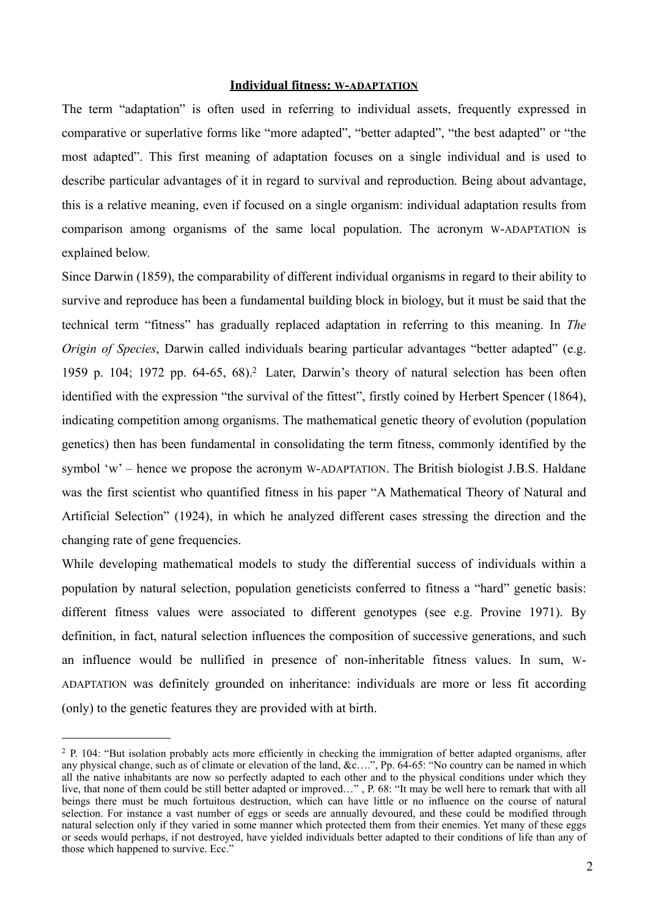## Individual fitness: W-ADAPTATION

The term "adaptation" is often used in referring to individual assets, frequently expressed in comparative or superlative forms like "more adapted", "better adapted", "the best adapted" or "the most adapted". This first meaning of adaptation focuses on a single individual and is used to describe particular advantages of it in regard to survival and reproduction. Being about advantage, this is a relative meaning, even if focused on a single organism: individual adaptation results from comparison among organisms of the same local population. The acronym W-ADAPTATION is explained below.

Since Darwin (1859), the comparability of different individual organisms in regard to their ability to survive and reproduce has been a fundamental building block in biology, but it must be said that the technical term "fitness" has gradually replaced adaptation in referring to this meaning. In *The Origin of Species*, Darwin called individuals bearing particular advantages "better adapted" (e.g. 1959 p. 104; 1972 pp. 64-65, 68).[2] Later, Darwin's theory of natural selection has been often identified with the expression "the survival of the fittest", firstly coined by Herbert Spencer (1864), indicating competition among organisms. The mathematical genetic theory of evolution (population genetics) then has been fundamental in consolidating the term fitness, commonly identified by the symbol 'w' – hence we propose the acronym W-ADAPTATION. The British biologist J.B.S. Haldane was the first scientist who quantified fitness in his paper "A Mathematical Theory of Natural and Artificial Selection" (1924), in which he analyzed different cases stressing the direction and the changing rate of gene frequencies.

While developing mathematical models to study the differential success of individuals within a population by natural selection, population geneticists conferred to fitness a "hard" genetic basis: different fitness values were associated to different genotypes (see e.g. Provine 1971). By definition, in fact, natural selection influences the composition of successive generations, and such an influence would be nullified in presence of non-inheritable fitness values. In sum, W-ADAPTATION was definitely grounded on inheritance: individuals are more or less fit according (only) to the genetic features they are provided with at birth.

---

[2] P. 104: "But isolation probably acts more efficiently in checking the immigration of better adapted organisms, after any physical change, such as of climate or elevation of the land, &c….", Pp. 64-65: "No country can be named in which all the native inhabitants are now so perfectly adapted to each other and to the physical conditions under which they live, that none of them could be still better adapted or improved…" , P. 68: "It may be well here to remark that with all beings there must be much fortuitous destruction, which can have little or no influence on the course of natural selection. For instance a vast number of eggs or seeds are annually devoured, and these could be modified through natural selection only if they varied in some manner which protected them from their enemies. Yet many of these eggs or seeds would perhaps, if not destroyed, have yielded individuals better adapted to their conditions of life than any of those which happened to survive. Ecc."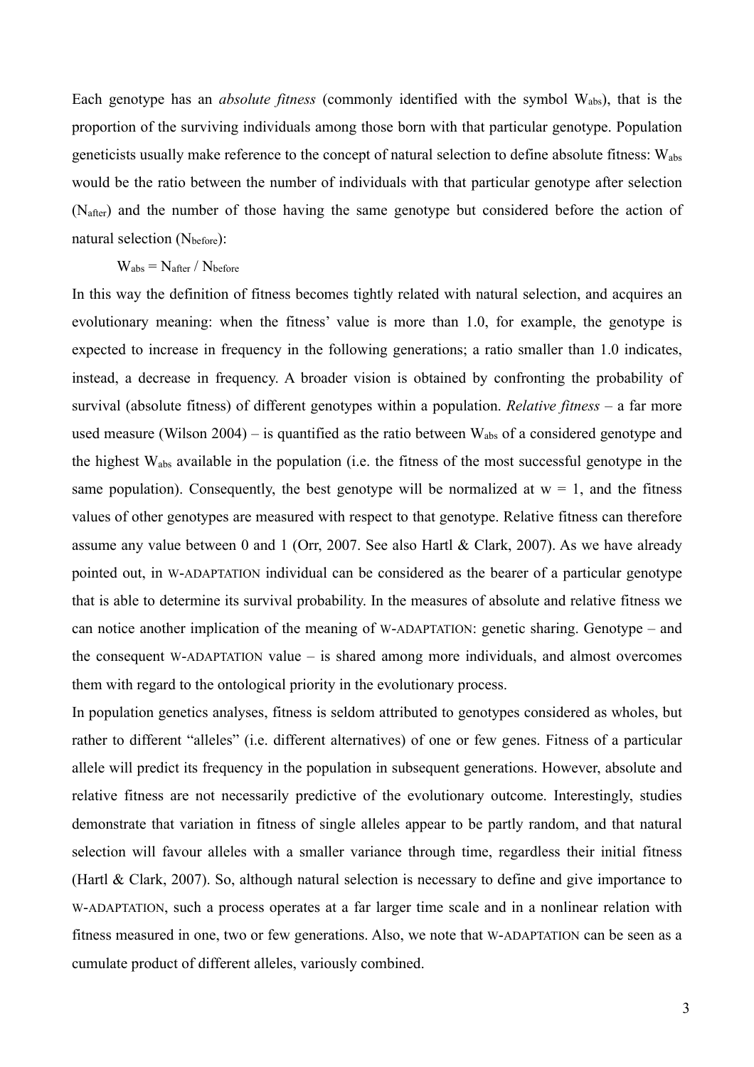Each genotype has an *absolute fitness* (commonly identified with the symbol $W_{abs}$), that is the proportion of the surviving individuals among those born with that particular genotype. Population geneticists usually make reference to the concept of natural selection to define absolute fitness: $W_{abs}$ would be the ratio between the number of individuals with that particular genotype after selection ($N_{after}$) and the number of those having the same genotype but considered before the action of natural selection ($N_{before}$):

$$W_{abs} = N_{after} / N_{before}$$

In this way the definition of fitness becomes tightly related with natural selection, and acquires an evolutionary meaning: when the fitness' value is more than 1.0, for example, the genotype is expected to increase in frequency in the following generations; a ratio smaller than 1.0 indicates, instead, a decrease in frequency. A broader vision is obtained by confronting the probability of survival (absolute fitness) of different genotypes within a population. *Relative fitness* – a far more used measure (Wilson 2004) – is quantified as the ratio between $W_{abs}$ of a considered genotype and the highest $W_{abs}$ available in the population (i.e. the fitness of the most successful genotype in the same population). Consequently, the best genotype will be normalized at $w = 1$, and the fitness values of other genotypes are measured with respect to that genotype. Relative fitness can therefore assume any value between 0 and 1 (Orr, 2007. See also Hartl & Clark, 2007). As we have already pointed out, in W-ADAPTATION individual can be considered as the bearer of a particular genotype that is able to determine its survival probability. In the measures of absolute and relative fitness we can notice another implication of the meaning of W-ADAPTATION: genetic sharing. Genotype – and the consequent W-ADAPTATION value – is shared among more individuals, and almost overcomes them with regard to the ontological priority in the evolutionary process.

In population genetics analyses, fitness is seldom attributed to genotypes considered as wholes, but rather to different "alleles" (i.e. different alternatives) of one or few genes. Fitness of a particular allele will predict its frequency in the population in subsequent generations. However, absolute and relative fitness are not necessarily predictive of the evolutionary outcome. Interestingly, studies demonstrate that variation in fitness of single alleles appear to be partly random, and that natural selection will favour alleles with a smaller variance through time, regardless their initial fitness (Hartl & Clark, 2007). So, although natural selection is necessary to define and give importance to W-ADAPTATION, such a process operates at a far larger time scale and in a nonlinear relation with fitness measured in one, two or few generations. Also, we note that W-ADAPTATION can be seen as a cumulate product of different alleles, variously combined.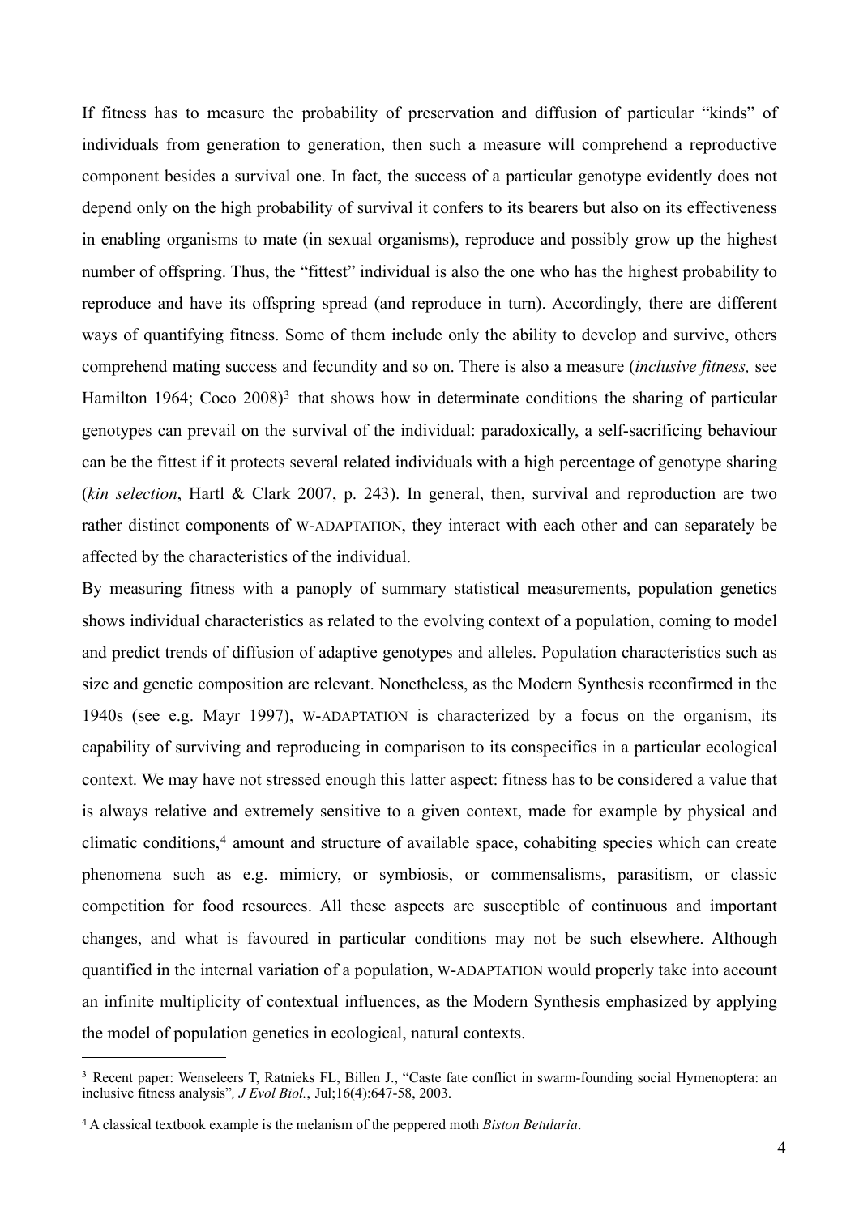If fitness has to measure the probability of preservation and diffusion of particular "kinds" of individuals from generation to generation, then such a measure will comprehend a reproductive component besides a survival one. In fact, the success of a particular genotype evidently does not depend only on the high probability of survival it confers to its bearers but also on its effectiveness in enabling organisms to mate (in sexual organisms), reproduce and possibly grow up the highest number of offspring. Thus, the "fittest" individual is also the one who has the highest probability to reproduce and have its offspring spread (and reproduce in turn). Accordingly, there are different ways of quantifying fitness. Some of them include only the ability to develop and survive, others comprehend mating success and fecundity and so on. There is also a measure (*inclusive fitness,* see Hamilton 1964; Coco 2008)[3] that shows how in determinate conditions the sharing of particular genotypes can prevail on the survival of the individual: paradoxically, a self-sacrificing behaviour can be the fittest if it protects several related individuals with a high percentage of genotype sharing (*kin selection*, Hartl & Clark 2007, p. 243). In general, then, survival and reproduction are two rather distinct components of W-ADAPTATION, they interact with each other and can separately be affected by the characteristics of the individual.

By measuring fitness with a panoply of summary statistical measurements, population genetics shows individual characteristics as related to the evolving context of a population, coming to model and predict trends of diffusion of adaptive genotypes and alleles. Population characteristics such as size and genetic composition are relevant. Nonetheless, as the Modern Synthesis reconfirmed in the 1940s (see e.g. Mayr 1997), W-ADAPTATION is characterized by a focus on the organism, its capability of surviving and reproducing in comparison to its conspecifics in a particular ecological context. We may have not stressed enough this latter aspect: fitness has to be considered a value that is always relative and extremely sensitive to a given context, made for example by physical and climatic conditions,[4] amount and structure of available space, cohabiting species which can create phenomena such as e.g. mimicry, or symbiosis, or commensalisms, parasitism, or classic competition for food resources. All these aspects are susceptible of continuous and important changes, and what is favoured in particular conditions may not be such elsewhere. Although quantified in the internal variation of a population, W-ADAPTATION would properly take into account an infinite multiplicity of contextual influences, as the Modern Synthesis emphasized by applying the model of population genetics in ecological, natural contexts.

---

[3] Recent paper: Wenseleers T, Ratnieks FL, Billen J., "Caste fate conflict in swarm-founding social Hymenoptera: an inclusive fitness analysis"*, J Evol Biol.*, Jul;16(4):647-58, 2003.

[4] A classical textbook example is the melanism of the peppered moth *Biston Betularia*.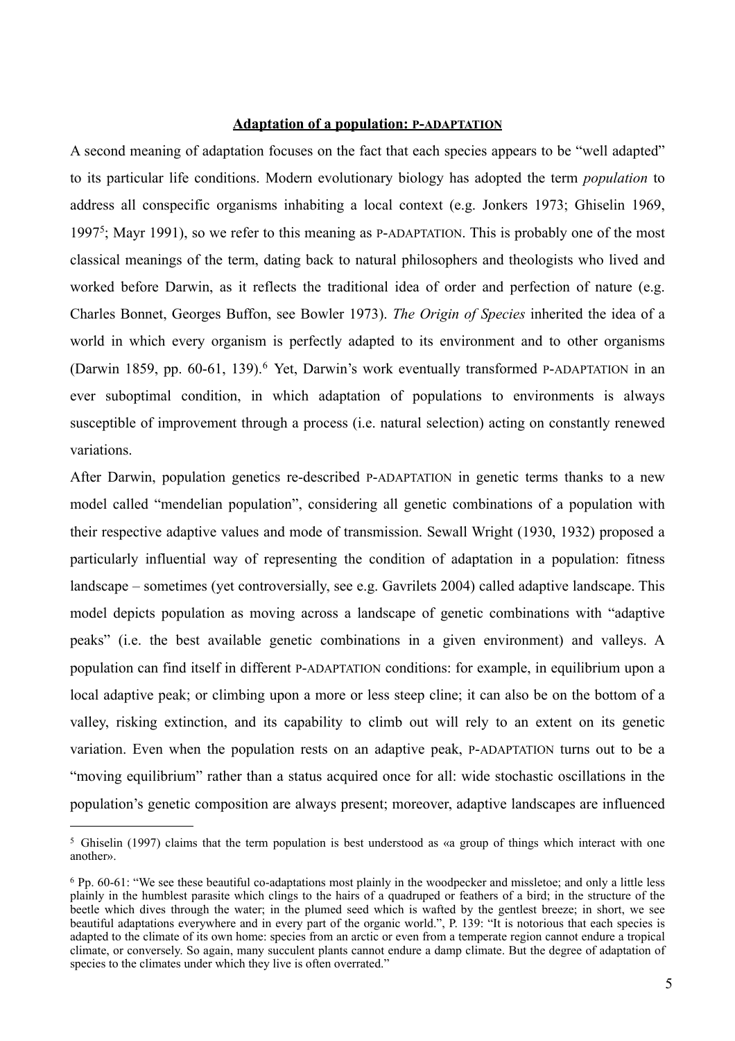**Adaptation of a population: P-ADAPTATION**

A second meaning of adaptation focuses on the fact that each species appears to be "well adapted" to its particular life conditions. Modern evolutionary biology has adopted the term *population* to address all conspecific organisms inhabiting a local context (e.g. Jonkers 1973; Ghiselin 1969, 1997[5]; Mayr 1991), so we refer to this meaning as P-ADAPTATION. This is probably one of the most classical meanings of the term, dating back to natural philosophers and theologists who lived and worked before Darwin, as it reflects the traditional idea of order and perfection of nature (e.g. Charles Bonnet, Georges Buffon, see Bowler 1973). *The Origin of Species* inherited the idea of a world in which every organism is perfectly adapted to its environment and to other organisms (Darwin 1859, pp. 60-61, 139).[6] Yet, Darwin's work eventually transformed P-ADAPTATION in an ever suboptimal condition, in which adaptation of populations to environments is always susceptible of improvement through a process (i.e. natural selection) acting on constantly renewed variations.

After Darwin, population genetics re-described P-ADAPTATION in genetic terms thanks to a new model called "mendelian population", considering all genetic combinations of a population with their respective adaptive values and mode of transmission. Sewall Wright (1930, 1932) proposed a particularly influential way of representing the condition of adaptation in a population: fitness landscape – sometimes (yet controversially, see e.g. Gavrilets 2004) called adaptive landscape. This model depicts population as moving across a landscape of genetic combinations with "adaptive peaks" (i.e. the best available genetic combinations in a given environment) and valleys. A population can find itself in different P-ADAPTATION conditions: for example, in equilibrium upon a local adaptive peak; or climbing upon a more or less steep cline; it can also be on the bottom of a valley, risking extinction, and its capability to climb out will rely to an extent on its genetic variation. Even when the population rests on an adaptive peak, P-ADAPTATION turns out to be a "moving equilibrium" rather than a status acquired once for all: wide stochastic oscillations in the population's genetic composition are always present; moreover, adaptive landscapes are influenced

---

[5] Ghiselin (1997) claims that the term population is best understood as «a group of things which interact with one another».

[6] Pp. 60-61: "We see these beautiful co-adaptations most plainly in the woodpecker and missletoe; and only a little less plainly in the humblest parasite which clings to the hairs of a quadruped or feathers of a bird; in the structure of the beetle which dives through the water; in the plumed seed which is wafted by the gentlest breeze; in short, we see beautiful adaptations everywhere and in every part of the organic world.", P. 139: "It is notorious that each species is adapted to the climate of its own home: species from an arctic or even from a temperate region cannot endure a tropical climate, or conversely. So again, many succulent plants cannot endure a damp climate. But the degree of adaptation of species to the climates under which they live is often overrated."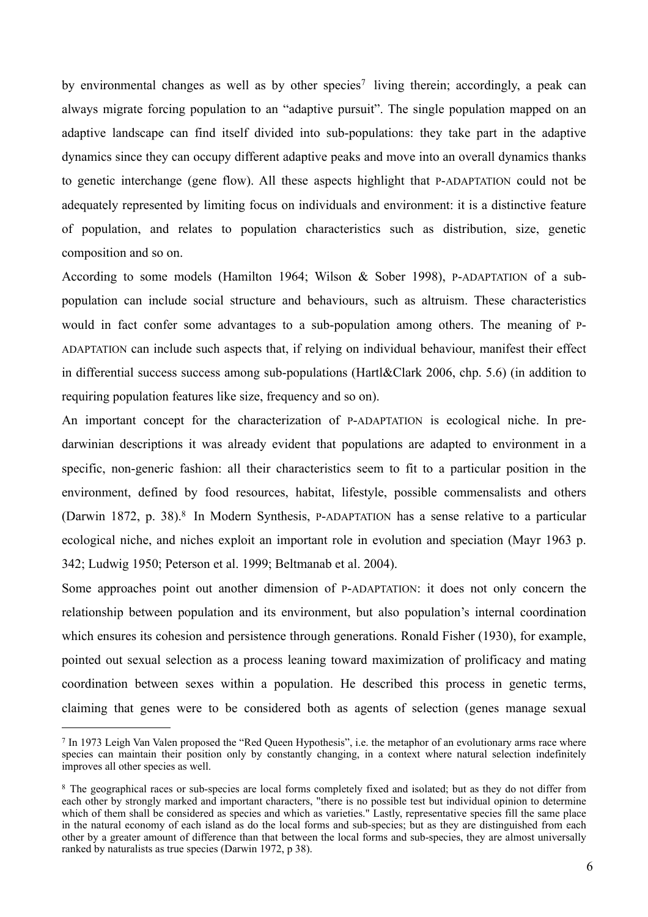by environmental changes as well as by other species[7] living therein; accordingly, a peak can always migrate forcing population to an "adaptive pursuit". The single population mapped on an adaptive landscape can find itself divided into sub-populations: they take part in the adaptive dynamics since they can occupy different adaptive peaks and move into an overall dynamics thanks to genetic interchange (gene flow). All these aspects highlight that P-ADAPTATION could not be adequately represented by limiting focus on individuals and environment: it is a distinctive feature of population, and relates to population characteristics such as distribution, size, genetic composition and so on.

According to some models (Hamilton 1964; Wilson & Sober 1998), P-ADAPTATION of a sub-population can include social structure and behaviours, such as altruism. These characteristics would in fact confer some advantages to a sub-population among others. The meaning of P-ADAPTATION can include such aspects that, if relying on individual behaviour, manifest their effect in differential success success among sub-populations (Hartl&Clark 2006, chp. 5.6) (in addition to requiring population features like size, frequency and so on).

An important concept for the characterization of P-ADAPTATION is ecological niche. In pre-darwinian descriptions it was already evident that populations are adapted to environment in a specific, non-generic fashion: all their characteristics seem to fit to a particular position in the environment, defined by food resources, habitat, lifestyle, possible commensalists and others (Darwin 1872, p. 38).[8] In Modern Synthesis, P-ADAPTATION has a sense relative to a particular ecological niche, and niches exploit an important role in evolution and speciation (Mayr 1963 p. 342; Ludwig 1950; Peterson et al. 1999; Beltmanab et al. 2004).

Some approaches point out another dimension of P-ADAPTATION: it does not only concern the relationship between population and its environment, but also population's internal coordination which ensures its cohesion and persistence through generations. Ronald Fisher (1930), for example, pointed out sexual selection as a process leaning toward maximization of prolificacy and mating coordination between sexes within a population. He described this process in genetic terms, claiming that genes were to be considered both as agents of selection (genes manage sexual

---

[7] In 1973 Leigh Van Valen proposed the "Red Queen Hypothesis", i.e. the metaphor of an evolutionary arms race where species can maintain their position only by constantly changing, in a context where natural selection indefinitely improves all other species as well.

[8] The geographical races or sub-species are local forms completely fixed and isolated; but as they do not differ from each other by strongly marked and important characters, "there is no possible test but individual opinion to determine which of them shall be considered as species and which as varieties." Lastly, representative species fill the same place in the natural economy of each island as do the local forms and sub-species; but as they are distinguished from each other by a greater amount of difference than that between the local forms and sub-species, they are almost universally ranked by naturalists as true species (Darwin 1972, p 38).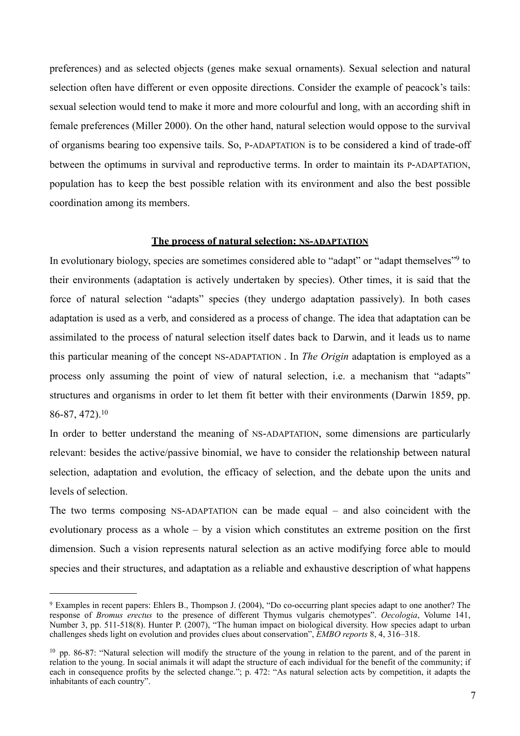preferences) and as selected objects (genes make sexual ornaments). Sexual selection and natural selection often have different or even opposite directions. Consider the example of peacock's tails: sexual selection would tend to make it more and more colourful and long, with an according shift in female preferences (Miller 2000). On the other hand, natural selection would oppose to the survival of organisms bearing too expensive tails. So, P-ADAPTATION is to be considered a kind of trade-off between the optimums in survival and reproductive terms. In order to maintain its P-ADAPTATION, population has to keep the best possible relation with its environment and also the best possible coordination among its members.

## **The process of natural selection: NS-ADAPTATION**

In evolutionary biology, species are sometimes considered able to "adapt" or "adapt themselves"[9] to their environments (adaptation is actively undertaken by species). Other times, it is said that the force of natural selection "adapts" species (they undergo adaptation passively). In both cases adaptation is used as a verb, and considered as a process of change. The idea that adaptation can be assimilated to the process of natural selection itself dates back to Darwin, and it leads us to name this particular meaning of the concept NS-ADAPTATION . In *The Origin* adaptation is employed as a process only assuming the point of view of natural selection, i.e. a mechanism that "adapts" structures and organisms in order to let them fit better with their environments (Darwin 1859, pp. 86-87, 472).[10]

In order to better understand the meaning of NS-ADAPTATION, some dimensions are particularly relevant: besides the active/passive binomial, we have to consider the relationship between natural selection, adaptation and evolution, the efficacy of selection, and the debate upon the units and levels of selection.

The two terms composing NS-ADAPTATION can be made equal – and also coincident with the evolutionary process as a whole – by a vision which constitutes an extreme position on the first dimension. Such a vision represents natural selection as an active modifying force able to mould species and their structures, and adaptation as a reliable and exhaustive description of what happens

---

[9] Examples in recent papers: Ehlers B., Thompson J. (2004), "Do co-occurring plant species adapt to one another? The response of *Bromus erectus* to the presence of different Thymus vulgaris chemotypes". *Oecologia*, Volume 141, Number 3, pp. 511-518(8). Hunter P. (2007), "The human impact on biological diversity. How species adapt to urban challenges sheds light on evolution and provides clues about conservation", *EMBO reports* 8, 4, 316–318.

[10] pp. 86-87: "Natural selection will modify the structure of the young in relation to the parent, and of the parent in relation to the young. In social animals it will adapt the structure of each individual for the benefit of the community; if each in consequence profits by the selected change."; p. 472: "As natural selection acts by competition, it adapts the inhabitants of each country".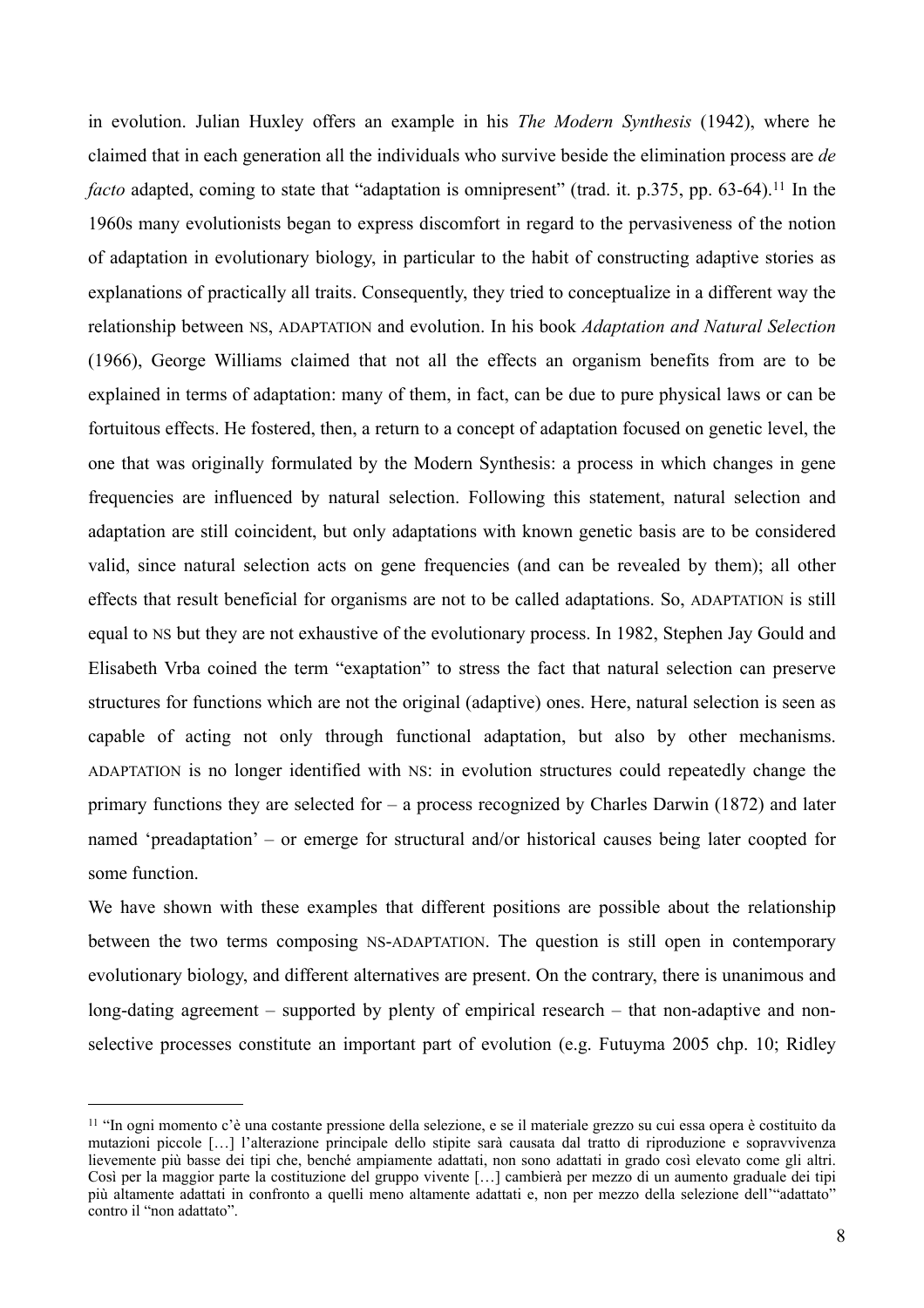in evolution. Julian Huxley offers an example in his *The Modern Synthesis* (1942), where he claimed that in each generation all the individuals who survive beside the elimination process are *de facto* adapted, coming to state that "adaptation is omnipresent" (trad. it. p.375, pp. 63-64).[11] In the 1960s many evolutionists began to express discomfort in regard to the pervasiveness of the notion of adaptation in evolutionary biology, in particular to the habit of constructing adaptive stories as explanations of practically all traits. Consequently, they tried to conceptualize in a different way the relationship between NS, ADAPTATION and evolution. In his book *Adaptation and Natural Selection* (1966), George Williams claimed that not all the effects an organism benefits from are to be explained in terms of adaptation: many of them, in fact, can be due to pure physical laws or can be fortuitous effects. He fostered, then, a return to a concept of adaptation focused on genetic level, the one that was originally formulated by the Modern Synthesis: a process in which changes in gene frequencies are influenced by natural selection. Following this statement, natural selection and adaptation are still coincident, but only adaptations with known genetic basis are to be considered valid, since natural selection acts on gene frequencies (and can be revealed by them); all other effects that result beneficial for organisms are not to be called adaptations. So, ADAPTATION is still equal to NS but they are not exhaustive of the evolutionary process. In 1982, Stephen Jay Gould and Elisabeth Vrba coined the term "exaptation" to stress the fact that natural selection can preserve structures for functions which are not the original (adaptive) ones. Here, natural selection is seen as capable of acting not only through functional adaptation, but also by other mechanisms. ADAPTATION is no longer identified with NS: in evolution structures could repeatedly change the primary functions they are selected for – a process recognized by Charles Darwin (1872) and later named 'preadaptation' – or emerge for structural and/or historical causes being later coopted for some function.

We have shown with these examples that different positions are possible about the relationship between the two terms composing NS-ADAPTATION. The question is still open in contemporary evolutionary biology, and different alternatives are present. On the contrary, there is unanimous and long-dating agreement – supported by plenty of empirical research – that non-adaptive and non-selective processes constitute an important part of evolution (e.g. Futuyma 2005 chp. 10; Ridley

---

[11] "In ogni momento c'è una costante pressione della selezione, e se il materiale grezzo su cui essa opera è costituito da mutazioni piccole […] l'alterazione principale dello stipite sarà causata dal tratto di riproduzione e sopravvivenza lievemente più basse dei tipi che, benché ampiamente adattati, non sono adattati in grado così elevato come gli altri. Così per la maggior parte la costituzione del gruppo vivente […] cambierà per mezzo di un aumento graduale dei tipi più altamente adattati in confronto a quelli meno altamente adattati e, non per mezzo della selezione dell'"adattato" contro il "non adattato".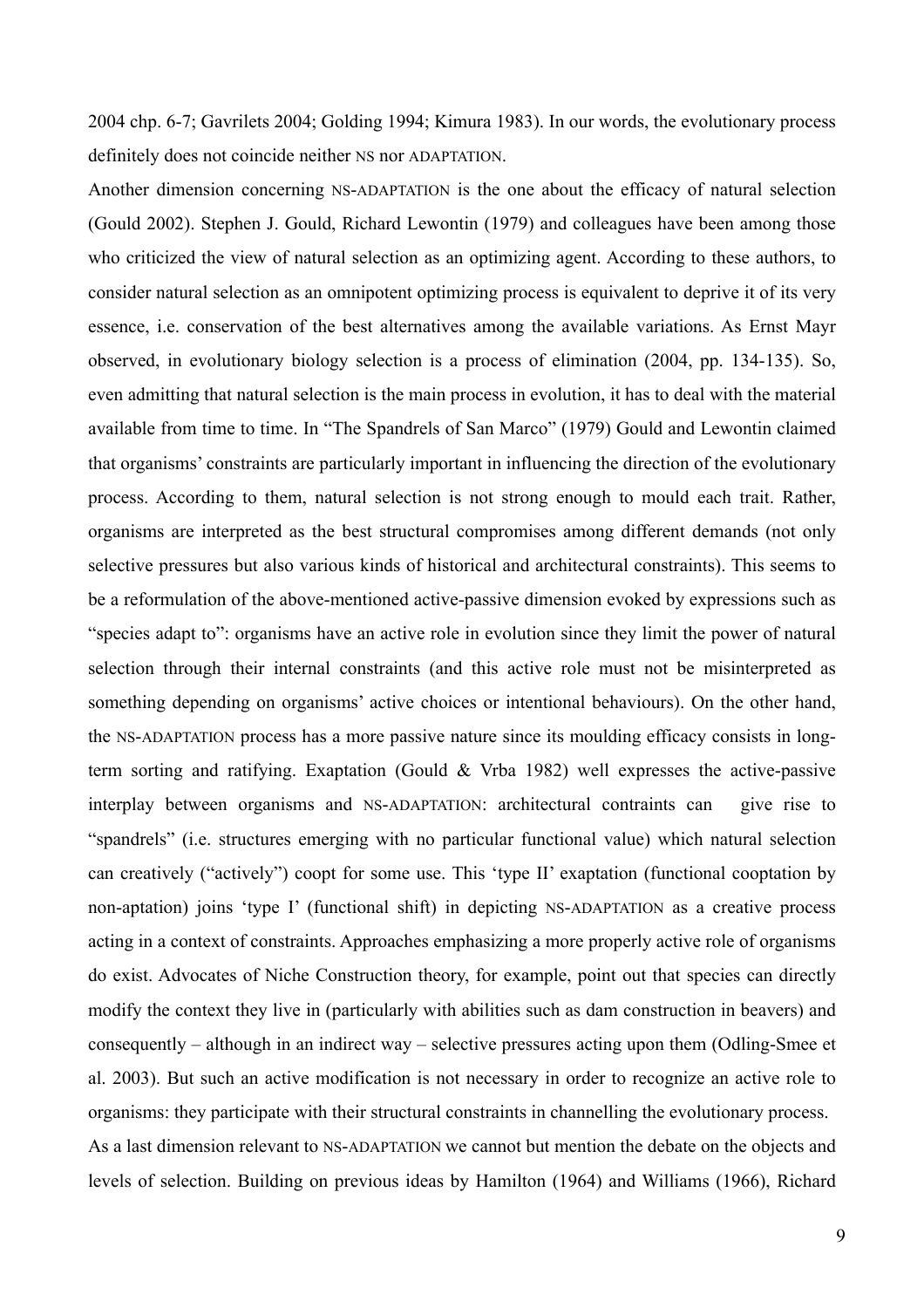2004 chp. 6-7; Gavrilets 2004; Golding 1994; Kimura 1983). In our words, the evolutionary process definitely does not coincide neither NS nor ADAPTATION.

Another dimension concerning NS-ADAPTATION is the one about the efficacy of natural selection (Gould 2002). Stephen J. Gould, Richard Lewontin (1979) and colleagues have been among those who criticized the view of natural selection as an optimizing agent. According to these authors, to consider natural selection as an omnipotent optimizing process is equivalent to deprive it of its very essence, i.e. conservation of the best alternatives among the available variations. As Ernst Mayr observed, in evolutionary biology selection is a process of elimination (2004, pp. 134-135). So, even admitting that natural selection is the main process in evolution, it has to deal with the material available from time to time. In "The Spandrels of San Marco" (1979) Gould and Lewontin claimed that organisms' constraints are particularly important in influencing the direction of the evolutionary process. According to them, natural selection is not strong enough to mould each trait. Rather, organisms are interpreted as the best structural compromises among different demands (not only selective pressures but also various kinds of historical and architectural constraints). This seems to be a reformulation of the above-mentioned active-passive dimension evoked by expressions such as "species adapt to": organisms have an active role in evolution since they limit the power of natural selection through their internal constraints (and this active role must not be misinterpreted as something depending on organisms' active choices or intentional behaviours). On the other hand, the NS-ADAPTATION process has a more passive nature since its moulding efficacy consists in long-term sorting and ratifying. Exaptation (Gould & Vrba 1982) well expresses the active-passive interplay between organisms and NS-ADAPTATION: architectural contraints can give rise to "spandrels" (i.e. structures emerging with no particular functional value) which natural selection can creatively ("actively") coopt for some use. This 'type II' exaptation (functional cooptation by non-aptation) joins 'type I' (functional shift) in depicting NS-ADAPTATION as a creative process acting in a context of constraints. Approaches emphasizing a more properly active role of organisms do exist. Advocates of Niche Construction theory, for example, point out that species can directly modify the context they live in (particularly with abilities such as dam construction in beavers) and consequently – although in an indirect way – selective pressures acting upon them (Odling-Smee et al. 2003). But such an active modification is not necessary in order to recognize an active role to organisms: they participate with their structural constraints in channelling the evolutionary process.

As a last dimension relevant to NS-ADAPTATION we cannot but mention the debate on the objects and levels of selection. Building on previous ideas by Hamilton (1964) and Williams (1966), Richard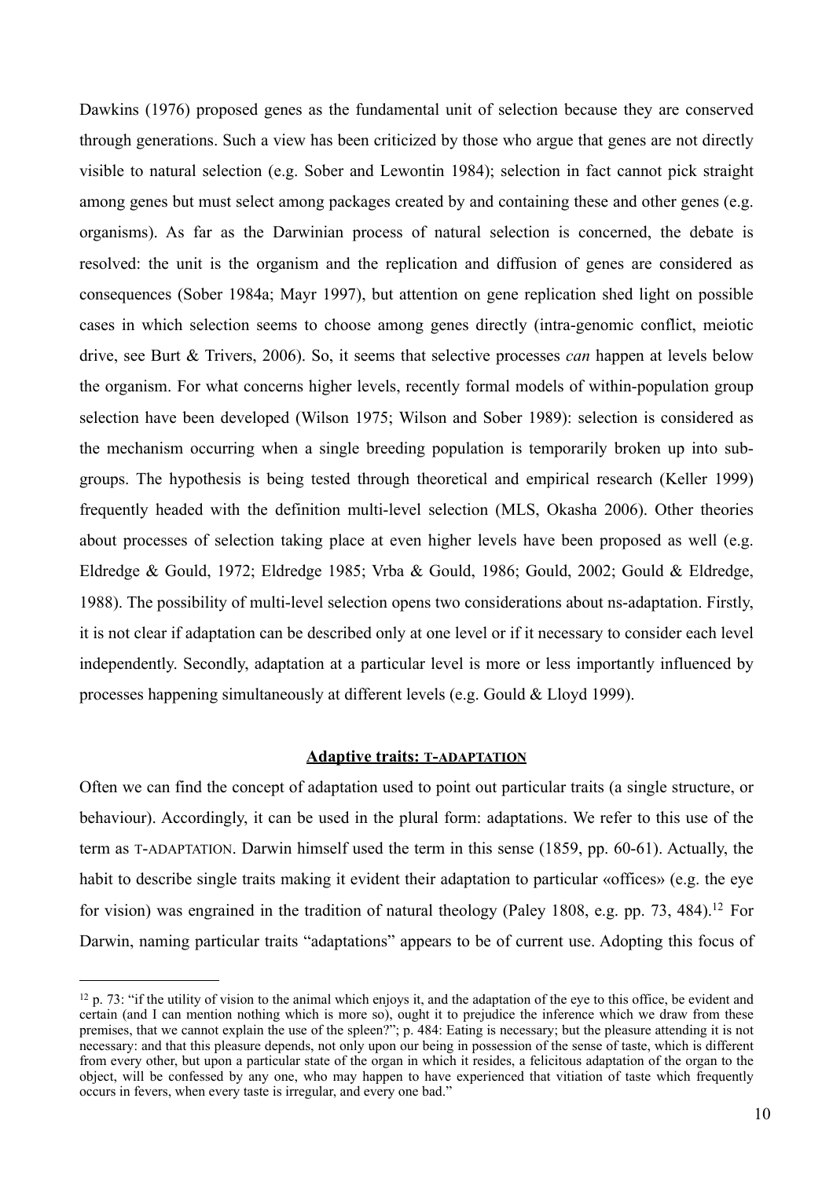Dawkins (1976) proposed genes as the fundamental unit of selection because they are conserved through generations. Such a view has been criticized by those who argue that genes are not directly visible to natural selection (e.g. Sober and Lewontin 1984); selection in fact cannot pick straight among genes but must select among packages created by and containing these and other genes (e.g. organisms). As far as the Darwinian process of natural selection is concerned, the debate is resolved: the unit is the organism and the replication and diffusion of genes are considered as consequences (Sober 1984a; Mayr 1997), but attention on gene replication shed light on possible cases in which selection seems to choose among genes directly (intra-genomic conflict, meiotic drive, see Burt & Trivers, 2006). So, it seems that selective processes *can* happen at levels below the organism. For what concerns higher levels, recently formal models of within-population group selection have been developed (Wilson 1975; Wilson and Sober 1989): selection is considered as the mechanism occurring when a single breeding population is temporarily broken up into sub-groups. The hypothesis is being tested through theoretical and empirical research (Keller 1999) frequently headed with the definition multi-level selection (MLS, Okasha 2006). Other theories about processes of selection taking place at even higher levels have been proposed as well (e.g. Eldredge & Gould, 1972; Eldredge 1985; Vrba & Gould, 1986; Gould, 2002; Gould & Eldredge, 1988). The possibility of multi-level selection opens two considerations about ns-adaptation. Firstly, it is not clear if adaptation can be described only at one level or if it necessary to consider each level independently. Secondly, adaptation at a particular level is more or less importantly influenced by processes happening simultaneously at different levels (e.g. Gould & Lloyd 1999).

## Adaptive traits: T-ADAPTATION

Often we can find the concept of adaptation used to point out particular traits (a single structure, or behaviour). Accordingly, it can be used in the plural form: adaptations. We refer to this use of the term as T-ADAPTATION. Darwin himself used the term in this sense (1859, pp. 60-61). Actually, the habit to describe single traits making it evident their adaptation to particular «offices» (e.g. the eye for vision) was engrained in the tradition of natural theology (Paley 1808, e.g. pp. 73, 484).[12] For Darwin, naming particular traits "adaptations" appears to be of current use. Adopting this focus of

[12] p. 73: "if the utility of vision to the animal which enjoys it, and the adaptation of the eye to this office, be evident and certain (and I can mention nothing which is more so), ought it to prejudice the inference which we draw from these premises, that we cannot explain the use of the spleen?"; p. 484: Eating is necessary; but the pleasure attending it is not necessary: and that this pleasure depends, not only upon our being in possession of the sense of taste, which is different from every other, but upon a particular state of the organ in which it resides, a felicitous adaptation of the organ to the object, will be confessed by any one, who may happen to have experienced that vitiation of taste which frequently occurs in fevers, when every taste is irregular, and every one bad."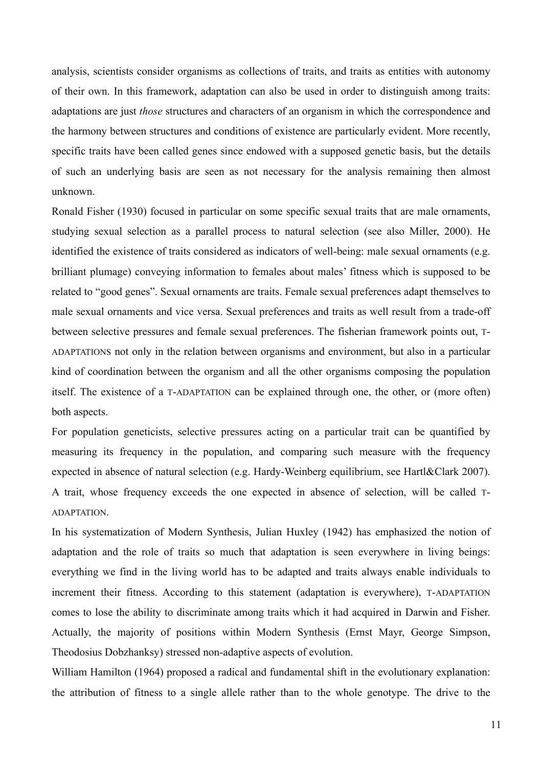analysis, scientists consider organisms as collections of traits, and traits as entities with autonomy of their own. In this framework, adaptation can also be used in order to distinguish among traits: adaptations are just *those* structures and characters of an organism in which the correspondence and the harmony between structures and conditions of existence are particularly evident. More recently, specific traits have been called genes since endowed with a supposed genetic basis, but the details of such an underlying basis are seen as not necessary for the analysis remaining then almost unknown.

Ronald Fisher (1930) focused in particular on some specific sexual traits that are male ornaments, studying sexual selection as a parallel process to natural selection (see also Miller, 2000). He identified the existence of traits considered as indicators of well-being: male sexual ornaments (e.g. brilliant plumage) conveying information to females about males' fitness which is supposed to be related to "good genes". Sexual ornaments are traits. Female sexual preferences adapt themselves to male sexual ornaments and vice versa. Sexual preferences and traits as well result from a trade-off between selective pressures and female sexual preferences. The fisherian framework points out, T-ADAPTATIONS not only in the relation between organisms and environment, but also in a particular kind of coordination between the organism and all the other organisms composing the population itself. The existence of a T-ADAPTATION can be explained through one, the other, or (more often) both aspects.

For population geneticists, selective pressures acting on a particular trait can be quantified by measuring its frequency in the population, and comparing such measure with the frequency expected in absence of natural selection (e.g. Hardy-Weinberg equilibrium, see Hartl&Clark 2007). A trait, whose frequency exceeds the one expected in absence of selection, will be called T-ADAPTATION.

In his systematization of Modern Synthesis, Julian Huxley (1942) has emphasized the notion of adaptation and the role of traits so much that adaptation is seen everywhere in living beings: everything we find in the living world has to be adapted and traits always enable individuals to increment their fitness. According to this statement (adaptation is everywhere), T-ADAPTATION comes to lose the ability to discriminate among traits which it had acquired in Darwin and Fisher. Actually, the majority of positions within Modern Synthesis (Ernst Mayr, George Simpson, Theodosius Dobzhanksy) stressed non-adaptive aspects of evolution.

William Hamilton (1964) proposed a radical and fundamental shift in the evolutionary explanation: the attribution of fitness to a single allele rather than to the whole genotype. The drive to the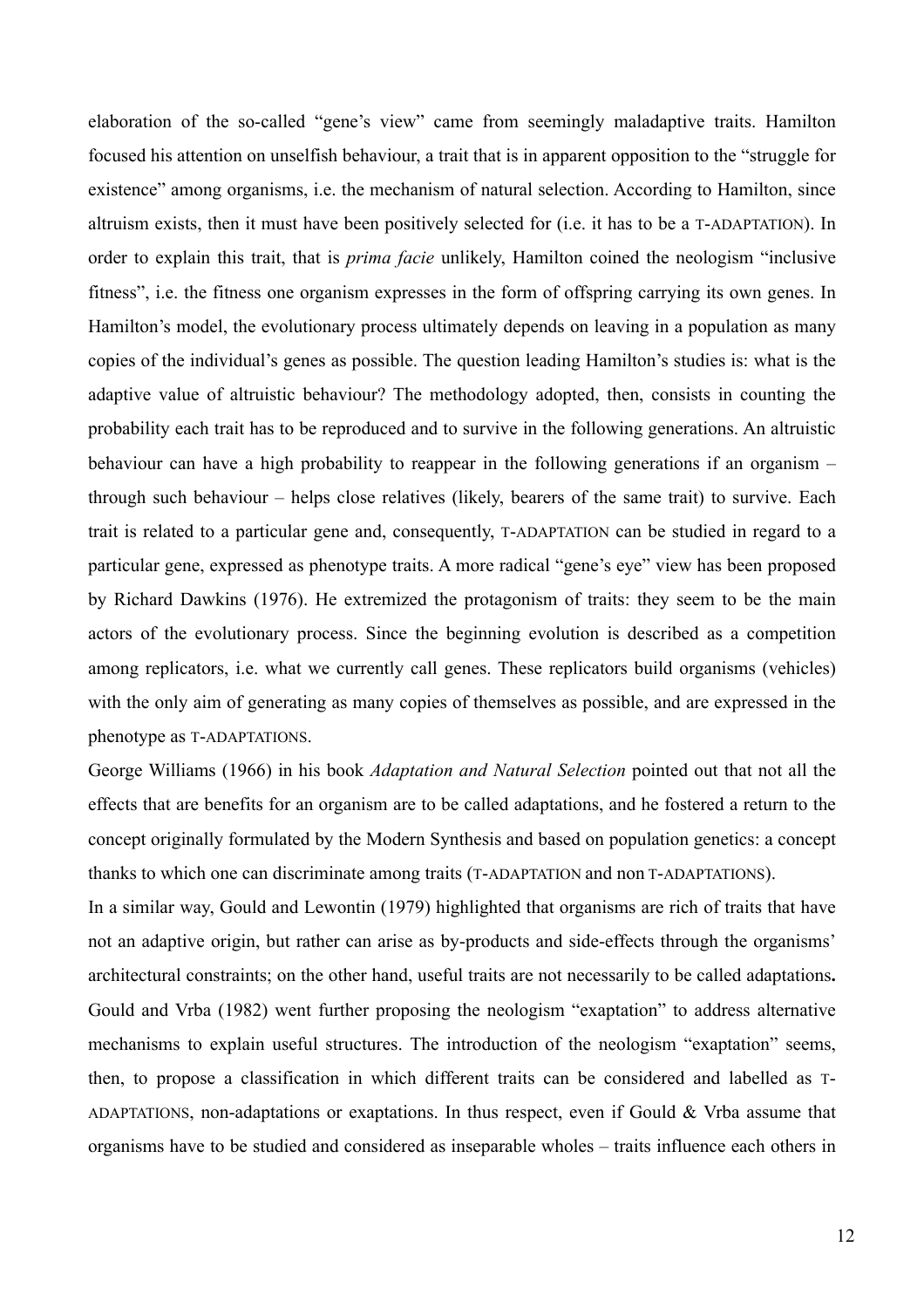elaboration of the so-called "gene's view" came from seemingly maladaptive traits. Hamilton focused his attention on unselfish behaviour, a trait that is in apparent opposition to the "struggle for existence" among organisms, i.e. the mechanism of natural selection. According to Hamilton, since altruism exists, then it must have been positively selected for (i.e. it has to be a T-ADAPTATION). In order to explain this trait, that is *prima facie* unlikely, Hamilton coined the neologism "inclusive fitness", i.e. the fitness one organism expresses in the form of offspring carrying its own genes. In Hamilton's model, the evolutionary process ultimately depends on leaving in a population as many copies of the individual's genes as possible. The question leading Hamilton's studies is: what is the adaptive value of altruistic behaviour? The methodology adopted, then, consists in counting the probability each trait has to be reproduced and to survive in the following generations. An altruistic behaviour can have a high probability to reappear in the following generations if an organism – through such behaviour – helps close relatives (likely, bearers of the same trait) to survive. Each trait is related to a particular gene and, consequently, T-ADAPTATION can be studied in regard to a particular gene, expressed as phenotype traits. A more radical "gene's eye" view has been proposed by Richard Dawkins (1976). He extremized the protagonism of traits: they seem to be the main actors of the evolutionary process. Since the beginning evolution is described as a competition among replicators, i.e. what we currently call genes. These replicators build organisms (vehicles) with the only aim of generating as many copies of themselves as possible, and are expressed in the phenotype as T-ADAPTATIONS.

George Williams (1966) in his book *Adaptation and Natural Selection* pointed out that not all the effects that are benefits for an organism are to be called adaptations, and he fostered a return to the concept originally formulated by the Modern Synthesis and based on population genetics: a concept thanks to which one can discriminate among traits (T-ADAPTATION and non T-ADAPTATIONS).

In a similar way, Gould and Lewontin (1979) highlighted that organisms are rich of traits that have not an adaptive origin, but rather can arise as by-products and side-effects through the organisms' architectural constraints; on the other hand, useful traits are not necessarily to be called adaptations**.** Gould and Vrba (1982) went further proposing the neologism "exaptation" to address alternative mechanisms to explain useful structures. The introduction of the neologism "exaptation" seems, then, to propose a classification in which different traits can be considered and labelled as T-ADAPTATIONS, non-adaptations or exaptations. In thus respect, even if Gould & Vrba assume that organisms have to be studied and considered as inseparable wholes – traits influence each others in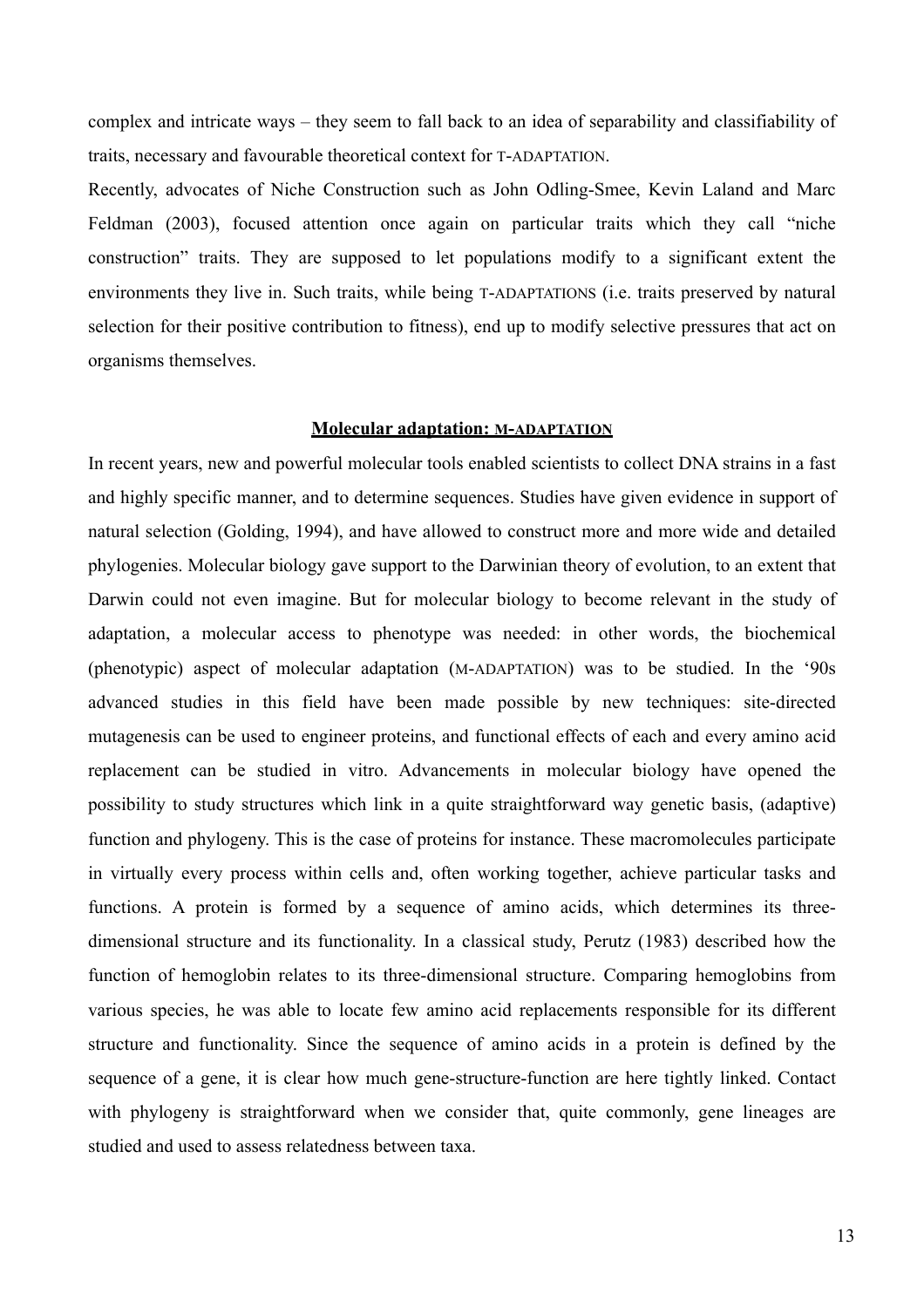complex and intricate ways – they seem to fall back to an idea of separability and classifiability of traits, necessary and favourable theoretical context for T-ADAPTATION.

Recently, advocates of Niche Construction such as John Odling-Smee, Kevin Laland and Marc Feldman (2003), focused attention once again on particular traits which they call "niche construction" traits. They are supposed to let populations modify to a significant extent the environments they live in. Such traits, while being T-ADAPTATIONS (i.e. traits preserved by natural selection for their positive contribution to fitness), end up to modify selective pressures that act on organisms themselves.

## Molecular adaptation: M-ADAPTATION

In recent years, new and powerful molecular tools enabled scientists to collect DNA strains in a fast and highly specific manner, and to determine sequences. Studies have given evidence in support of natural selection (Golding, 1994), and have allowed to construct more and more wide and detailed phylogenies. Molecular biology gave support to the Darwinian theory of evolution, to an extent that Darwin could not even imagine. But for molecular biology to become relevant in the study of adaptation, a molecular access to phenotype was needed: in other words, the biochemical (phenotypic) aspect of molecular adaptation (M-ADAPTATION) was to be studied. In the '90s advanced studies in this field have been made possible by new techniques: site-directed mutagenesis can be used to engineer proteins, and functional effects of each and every amino acid replacement can be studied in vitro. Advancements in molecular biology have opened the possibility to study structures which link in a quite straightforward way genetic basis, (adaptive) function and phylogeny. This is the case of proteins for instance. These macromolecules participate in virtually every process within cells and, often working together, achieve particular tasks and functions. A protein is formed by a sequence of amino acids, which determines its three-dimensional structure and its functionality. In a classical study, Perutz (1983) described how the function of hemoglobin relates to its three-dimensional structure. Comparing hemoglobins from various species, he was able to locate few amino acid replacements responsible for its different structure and functionality. Since the sequence of amino acids in a protein is defined by the sequence of a gene, it is clear how much gene-structure-function are here tightly linked. Contact with phylogeny is straightforward when we consider that, quite commonly, gene lineages are studied and used to assess relatedness between taxa.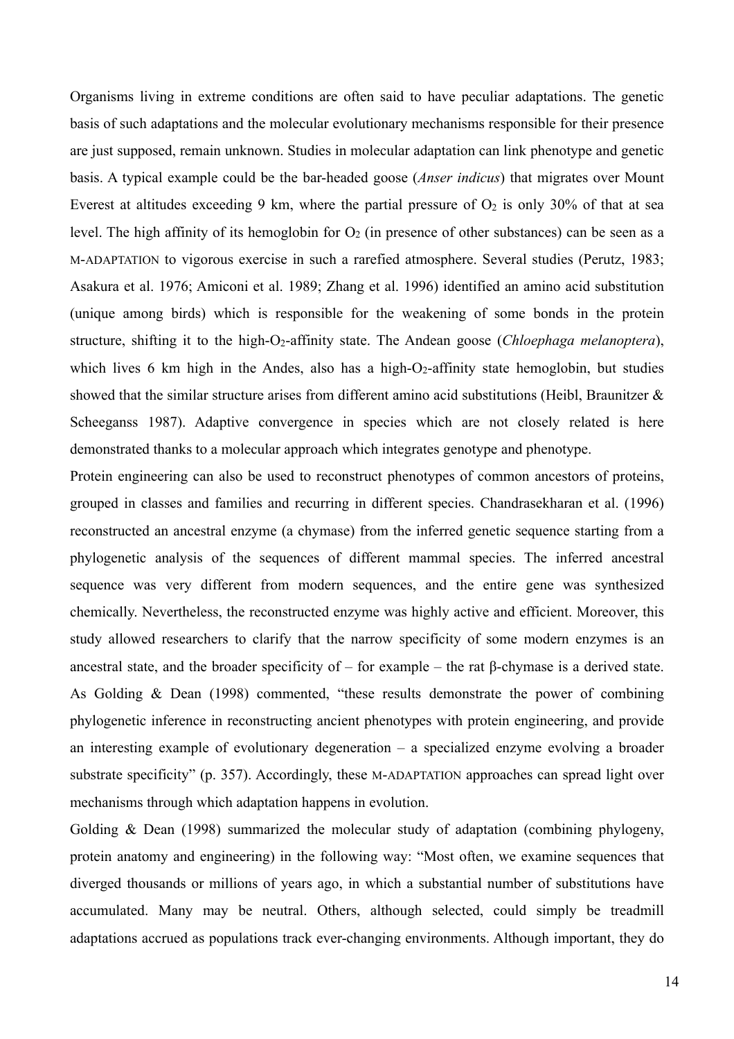Organisms living in extreme conditions are often said to have peculiar adaptations. The genetic basis of such adaptations and the molecular evolutionary mechanisms responsible for their presence are just supposed, remain unknown. Studies in molecular adaptation can link phenotype and genetic basis. A typical example could be the bar-headed goose (*Anser indicus*) that migrates over Mount Everest at altitudes exceeding 9 km, where the partial pressure of $O_2$ is only 30% of that at sea level. The high affinity of its hemoglobin for $O_2$ (in presence of other substances) can be seen as a M-ADAPTATION to vigorous exercise in such a rarefied atmosphere. Several studies (Perutz, 1983; Asakura et al. 1976; Amiconi et al. 1989; Zhang et al. 1996) identified an amino acid substitution (unique among birds) which is responsible for the weakening of some bonds in the protein structure, shifting it to the high-$O_2$-affinity state. The Andean goose (*Chloephaga melanoptera*), which lives 6 km high in the Andes, also has a high-$O_2$-affinity state hemoglobin, but studies showed that the similar structure arises from different amino acid substitutions (Heibl, Braunitzer & Scheeganss 1987). Adaptive convergence in species which are not closely related is here demonstrated thanks to a molecular approach which integrates genotype and phenotype.

Protein engineering can also be used to reconstruct phenotypes of common ancestors of proteins, grouped in classes and families and recurring in different species. Chandrasekharan et al. (1996) reconstructed an ancestral enzyme (a chymase) from the inferred genetic sequence starting from a phylogenetic analysis of the sequences of different mammal species. The inferred ancestral sequence was very different from modern sequences, and the entire gene was synthesized chemically. Nevertheless, the reconstructed enzyme was highly active and efficient. Moreover, this study allowed researchers to clarify that the narrow specificity of some modern enzymes is an ancestral state, and the broader specificity of – for example – the rat β-chymase is a derived state. As Golding & Dean (1998) commented, "these results demonstrate the power of combining phylogenetic inference in reconstructing ancient phenotypes with protein engineering, and provide an interesting example of evolutionary degeneration – a specialized enzyme evolving a broader substrate specificity" (p. 357). Accordingly, these M-ADAPTATION approaches can spread light over mechanisms through which adaptation happens in evolution.

Golding & Dean (1998) summarized the molecular study of adaptation (combining phylogeny, protein anatomy and engineering) in the following way: "Most often, we examine sequences that diverged thousands or millions of years ago, in which a substantial number of substitutions have accumulated. Many may be neutral. Others, although selected, could simply be treadmill adaptations accrued as populations track ever-changing environments. Although important, they do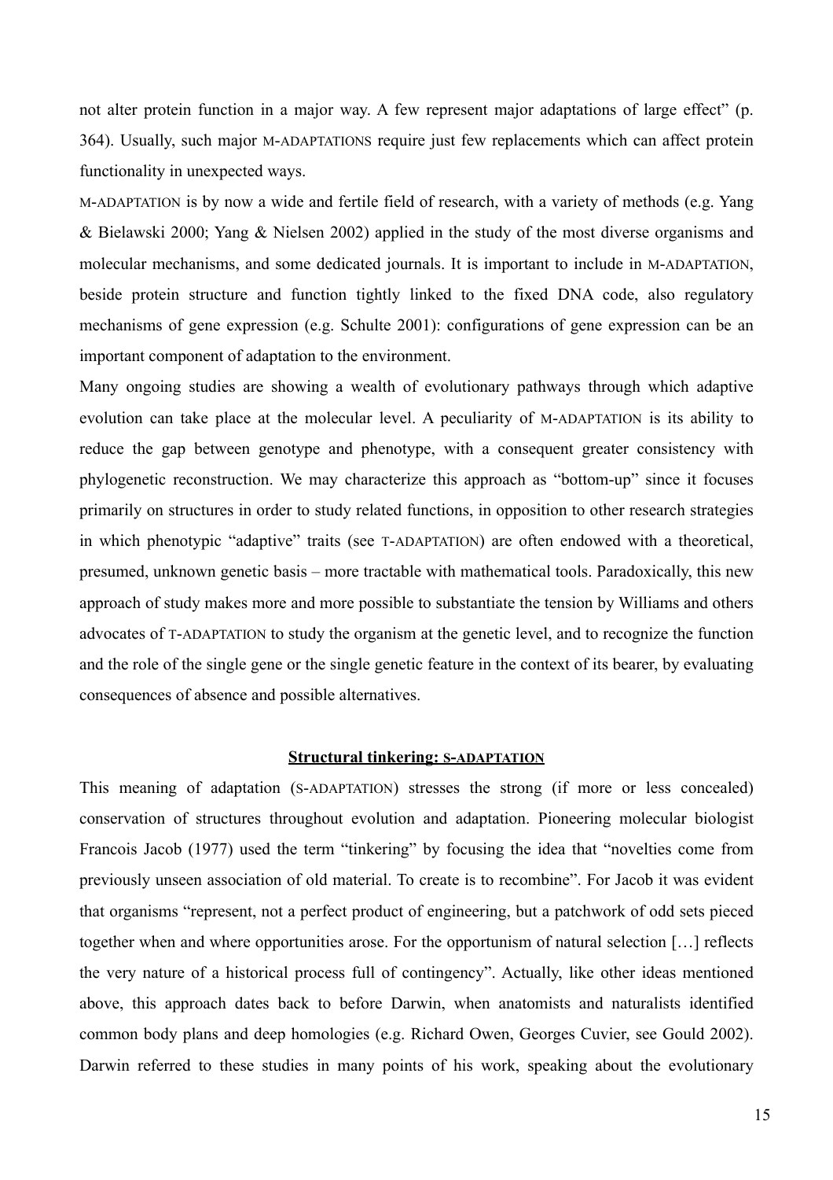not alter protein function in a major way. A few represent major adaptations of large effect" (p. 364). Usually, such major M-ADAPTATIONS require just few replacements which can affect protein functionality in unexpected ways.

M-ADAPTATION is by now a wide and fertile field of research, with a variety of methods (e.g. Yang & Bielawski 2000; Yang & Nielsen 2002) applied in the study of the most diverse organisms and molecular mechanisms, and some dedicated journals. It is important to include in M-ADAPTATION, beside protein structure and function tightly linked to the fixed DNA code, also regulatory mechanisms of gene expression (e.g. Schulte 2001): configurations of gene expression can be an important component of adaptation to the environment.

Many ongoing studies are showing a wealth of evolutionary pathways through which adaptive evolution can take place at the molecular level. A peculiarity of M-ADAPTATION is its ability to reduce the gap between genotype and phenotype, with a consequent greater consistency with phylogenetic reconstruction. We may characterize this approach as "bottom-up" since it focuses primarily on structures in order to study related functions, in opposition to other research strategies in which phenotypic "adaptive" traits (see T-ADAPTATION) are often endowed with a theoretical, presumed, unknown genetic basis – more tractable with mathematical tools. Paradoxically, this new approach of study makes more and more possible to substantiate the tension by Williams and others advocates of T-ADAPTATION to study the organism at the genetic level, and to recognize the function and the role of the single gene or the single genetic feature in the context of its bearer, by evaluating consequences of absence and possible alternatives.

## Structural tinkering: S-ADAPTATION

This meaning of adaptation (S-ADAPTATION) stresses the strong (if more or less concealed) conservation of structures throughout evolution and adaptation. Pioneering molecular biologist Francois Jacob (1977) used the term "tinkering" by focusing the idea that "novelties come from previously unseen association of old material. To create is to recombine". For Jacob it was evident that organisms "represent, not a perfect product of engineering, but a patchwork of odd sets pieced together when and where opportunities arose. For the opportunism of natural selection […] reflects the very nature of a historical process full of contingency". Actually, like other ideas mentioned above, this approach dates back to before Darwin, when anatomists and naturalists identified common body plans and deep homologies (e.g. Richard Owen, Georges Cuvier, see Gould 2002). Darwin referred to these studies in many points of his work, speaking about the evolutionary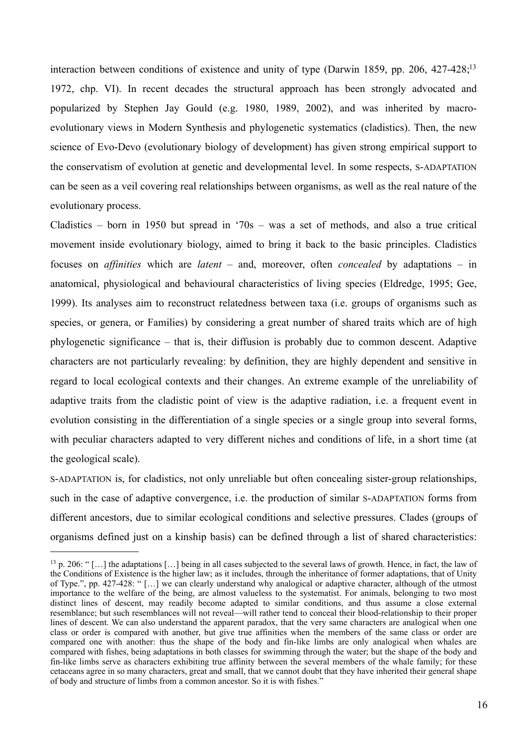interaction between conditions of existence and unity of type (Darwin 1859, pp. 206, 427-428;[13] 1972, chp. VI). In recent decades the structural approach has been strongly advocated and popularized by Stephen Jay Gould (e.g. 1980, 1989, 2002), and was inherited by macro-evolutionary views in Modern Synthesis and phylogenetic systematics (cladistics). Then, the new science of Evo-Devo (evolutionary biology of development) has given strong empirical support to the conservatism of evolution at genetic and developmental level. In some respects, S-ADAPTATION can be seen as a veil covering real relationships between organisms, as well as the real nature of the evolutionary process.

Cladistics – born in 1950 but spread in '70s – was a set of methods, and also a true critical movement inside evolutionary biology, aimed to bring it back to the basic principles. Cladistics focuses on *affinities* which are *latent* – and, moreover, often *concealed* by adaptations – in anatomical, physiological and behavioural characteristics of living species (Eldredge, 1995; Gee, 1999). Its analyses aim to reconstruct relatedness between taxa (i.e. groups of organisms such as species, or genera, or Families) by considering a great number of shared traits which are of high phylogenetic significance – that is, their diffusion is probably due to common descent. Adaptive characters are not particularly revealing: by definition, they are highly dependent and sensitive in regard to local ecological contexts and their changes. An extreme example of the unreliability of adaptive traits from the cladistic point of view is the adaptive radiation, i.e. a frequent event in evolution consisting in the differentiation of a single species or a single group into several forms, with peculiar characters adapted to very different niches and conditions of life, in a short time (at the geological scale).

S-ADAPTATION is, for cladistics, not only unreliable but often concealing sister-group relationships, such in the case of adaptive convergence, i.e. the production of similar S-ADAPTATION forms from different ancestors, due to similar ecological conditions and selective pressures. Clades (groups of organisms defined just on a kinship basis) can be defined through a list of shared characteristics:

---

[13] p. 206: " […] the adaptations […] being in all cases subjected to the several laws of growth. Hence, in fact, the law of the Conditions of Existence is the higher law; as it includes, through the inheritance of former adaptations, that of Unity of Type.", pp. 427-428: " […] we can clearly understand why analogical or adaptive character, although of the utmost importance to the welfare of the being, are almost valueless to the systematist. For animals, belonging to two most distinct lines of descent, may readily become adapted to similar conditions, and thus assume a close external resemblance; but such resemblances will not reveal—will rather tend to conceal their blood-relationship to their proper lines of descent. We can also understand the apparent paradox, that the very same characters are analogical when one class or order is compared with another, but give true affinities when the members of the same class or order are compared one with another: thus the shape of the body and fin-like limbs are only analogical when whales are compared with fishes, being adaptations in both classes for swimming through the water; but the shape of the body and fin-like limbs serve as characters exhibiting true affinity between the several members of the whale family; for these cetaceans agree in so many characters, great and small, that we cannot doubt that they have inherited their general shape of body and structure of limbs from a common ancestor. So it is with fishes."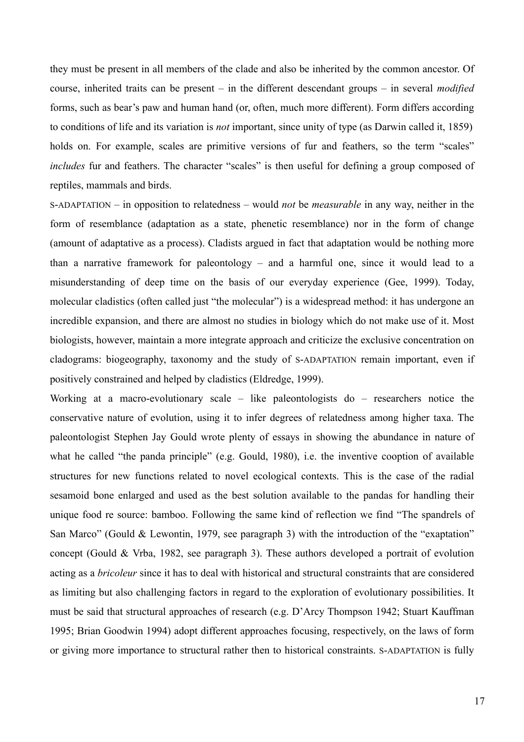they must be present in all members of the clade and also be inherited by the common ancestor. Of course, inherited traits can be present – in the different descendant groups – in several *modified* forms, such as bear's paw and human hand (or, often, much more different). Form differs according to conditions of life and its variation is *not* important, since unity of type (as Darwin called it, 1859) holds on. For example, scales are primitive versions of fur and feathers, so the term "scales" *includes* fur and feathers. The character "scales" is then useful for defining a group composed of reptiles, mammals and birds.

S-ADAPTATION – in opposition to relatedness – would *not* be *measurable* in any way, neither in the form of resemblance (adaptation as a state, phenetic resemblance) nor in the form of change (amount of adaptative as a process). Cladists argued in fact that adaptation would be nothing more than a narrative framework for paleontology – and a harmful one, since it would lead to a misunderstanding of deep time on the basis of our everyday experience (Gee, 1999). Today, molecular cladistics (often called just "the molecular") is a widespread method: it has undergone an incredible expansion, and there are almost no studies in biology which do not make use of it. Most biologists, however, maintain a more integrate approach and criticize the exclusive concentration on cladograms: biogeography, taxonomy and the study of S-ADAPTATION remain important, even if positively constrained and helped by cladistics (Eldredge, 1999).

Working at a macro-evolutionary scale – like paleontologists do – researchers notice the conservative nature of evolution, using it to infer degrees of relatedness among higher taxa. The paleontologist Stephen Jay Gould wrote plenty of essays in showing the abundance in nature of what he called "the panda principle" (e.g. Gould, 1980), i.e. the inventive cooption of available structures for new functions related to novel ecological contexts. This is the case of the radial sesamoid bone enlarged and used as the best solution available to the pandas for handling their unique food re source: bamboo. Following the same kind of reflection we find "The spandrels of San Marco" (Gould & Lewontin, 1979, see paragraph 3) with the introduction of the "exaptation" concept (Gould & Vrba, 1982, see paragraph 3). These authors developed a portrait of evolution acting as a *bricoleur* since it has to deal with historical and structural constraints that are considered as limiting but also challenging factors in regard to the exploration of evolutionary possibilities. It must be said that structural approaches of research (e.g. D'Arcy Thompson 1942; Stuart Kauffman 1995; Brian Goodwin 1994) adopt different approaches focusing, respectively, on the laws of form or giving more importance to structural rather then to historical constraints. S-ADAPTATION is fully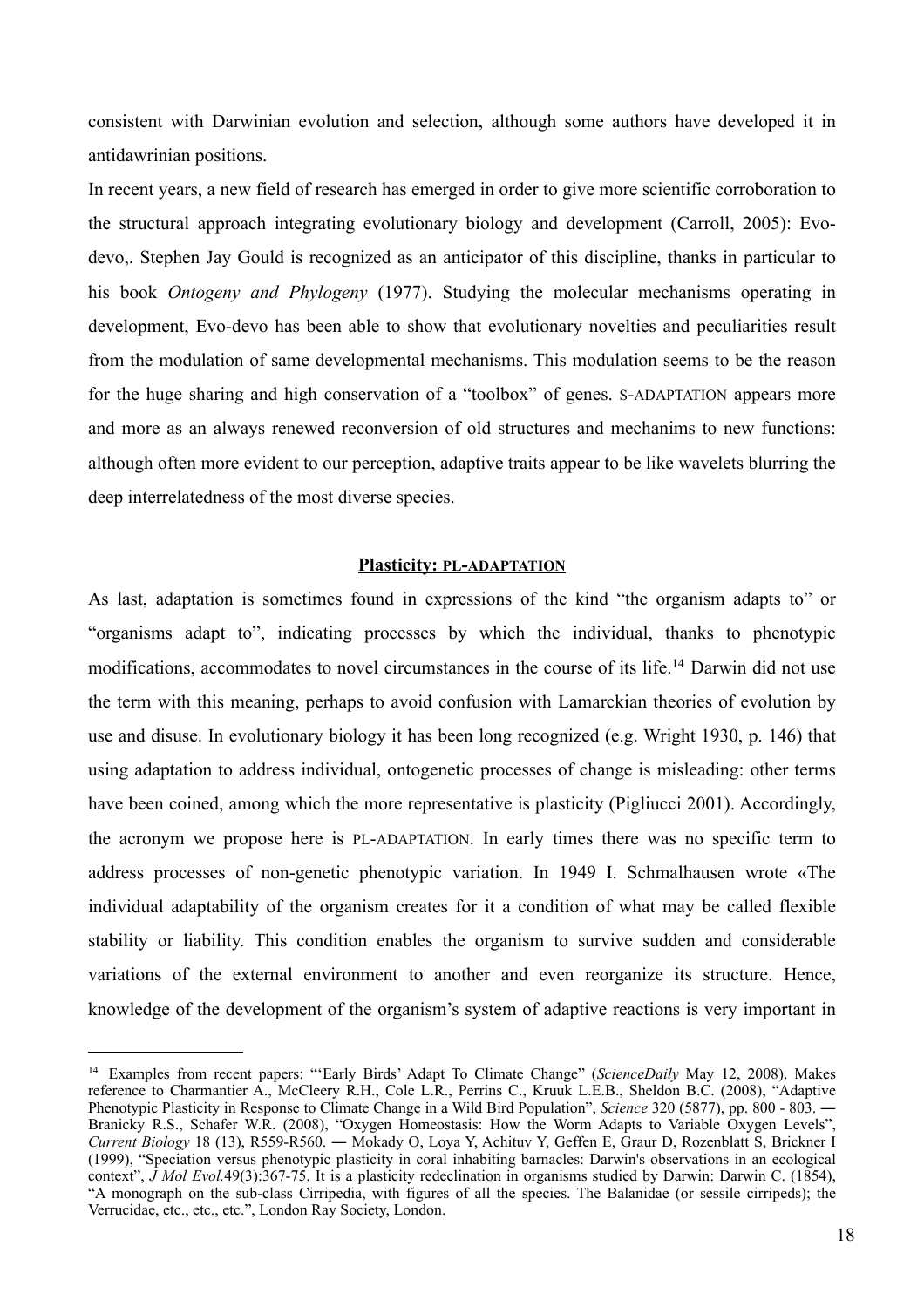consistent with Darwinian evolution and selection, although some authors have developed it in antidawrinian positions.

In recent years, a new field of research has emerged in order to give more scientific corroboration to the structural approach integrating evolutionary biology and development (Carroll, 2005): Evo-devo,. Stephen Jay Gould is recognized as an anticipator of this discipline, thanks in particular to his book *Ontogeny and Phylogeny* (1977). Studying the molecular mechanisms operating in development, Evo-devo has been able to show that evolutionary novelties and peculiarities result from the modulation of same developmental mechanisms. This modulation seems to be the reason for the huge sharing and high conservation of a "toolbox" of genes. S-ADAPTATION appears more and more as an always renewed reconversion of old structures and mechanims to new functions: although often more evident to our perception, adaptive traits appear to be like wavelets blurring the deep interrelatedness of the most diverse species.

### Plasticity: PL-ADAPTATION

As last, adaptation is sometimes found in expressions of the kind "the organism adapts to" or "organisms adapt to", indicating processes by which the individual, thanks to phenotypic modifications, accommodates to novel circumstances in the course of its life.[14] Darwin did not use the term with this meaning, perhaps to avoid confusion with Lamarckian theories of evolution by use and disuse. In evolutionary biology it has been long recognized (e.g. Wright 1930, p. 146) that using adaptation to address individual, ontogenetic processes of change is misleading: other terms have been coined, among which the more representative is plasticity (Pigliucci 2001). Accordingly, the acronym we propose here is PL-ADAPTATION. In early times there was no specific term to address processes of non-genetic phenotypic variation. In 1949 I. Schmalhausen wrote «The individual adaptability of the organism creates for it a condition of what may be called flexible stability or liability. This condition enables the organism to survive sudden and considerable variations of the external environment to another and even reorganize its structure. Hence, knowledge of the development of the organism's system of adaptive reactions is very important in

---

[14] Examples from recent papers: "'Early Birds' Adapt To Climate Change" (*ScienceDaily* May 12, 2008). Makes reference to Charmantier A., McCleery R.H., Cole L.R., Perrins C., Kruuk L.E.B., Sheldon B.C. (2008), "Adaptive Phenotypic Plasticity in Response to Climate Change in a Wild Bird Population", *Science* 320 (5877), pp. 800 - 803. ― Branicky R.S., Schafer W.R. (2008), "Oxygen Homeostasis: How the Worm Adapts to Variable Oxygen Levels", *Current Biology* 18 (13), R559-R560. ― Mokady O, Loya Y, Achituv Y, Geffen E, Graur D, Rozenblatt S, Brickner I (1999), "Speciation versus phenotypic plasticity in coral inhabiting barnacles: Darwin's observations in an ecological context", *J Mol Evol.*49(3):367-75. It is a plasticity redeclination in organisms studied by Darwin: Darwin C. (1854), "A monograph on the sub-class Cirripedia, with figures of all the species. The Balanidae (or sessile cirripeds); the Verrucidae, etc., etc., etc.", London Ray Society, London.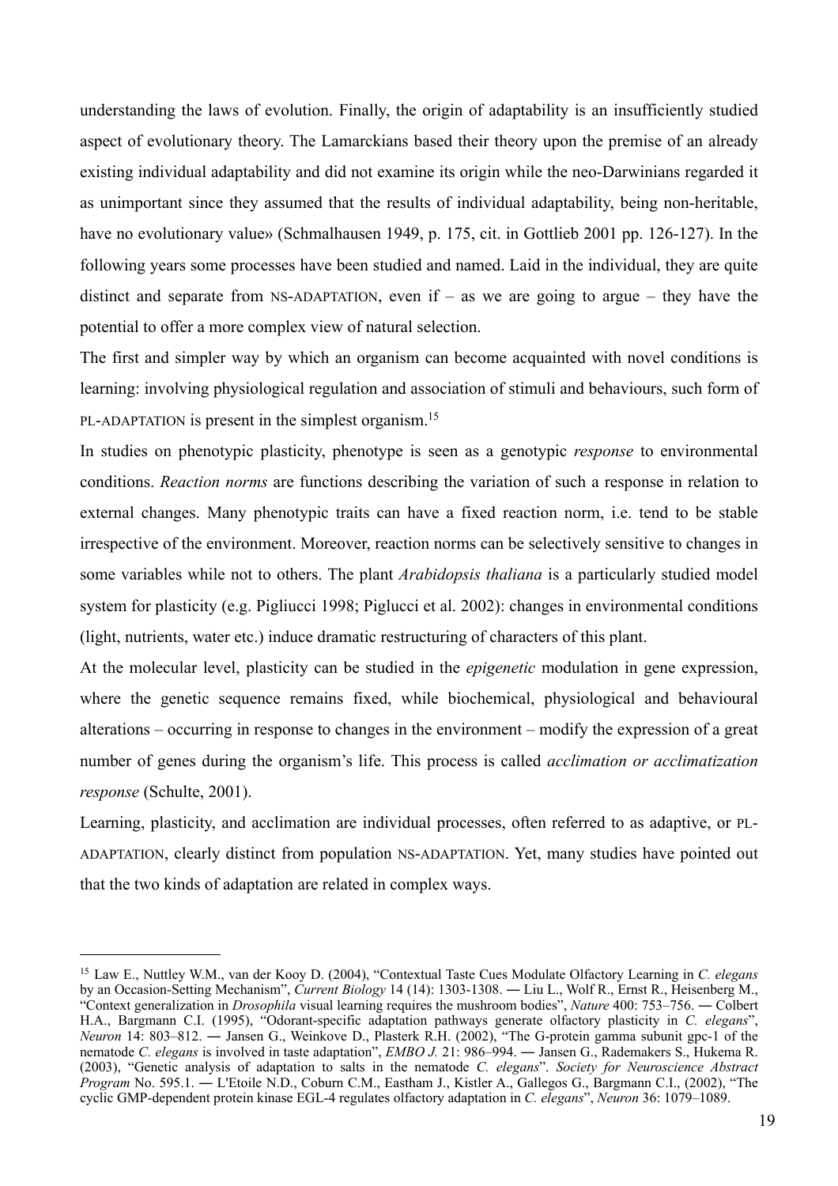understanding the laws of evolution. Finally, the origin of adaptability is an insufficiently studied aspect of evolutionary theory. The Lamarckians based their theory upon the premise of an already existing individual adaptability and did not examine its origin while the neo-Darwinians regarded it as unimportant since they assumed that the results of individual adaptability, being non-heritable, have no evolutionary value» (Schmalhausen 1949, p. 175, cit. in Gottlieb 2001 pp. 126-127). In the following years some processes have been studied and named. Laid in the individual, they are quite distinct and separate from NS-ADAPTATION, even if – as we are going to argue – they have the potential to offer a more complex view of natural selection.

The first and simpler way by which an organism can become acquainted with novel conditions is learning: involving physiological regulation and association of stimuli and behaviours, such form of PL-ADAPTATION is present in the simplest organism.[15]

In studies on phenotypic plasticity, phenotype is seen as a genotypic *response* to environmental conditions. *Reaction norms* are functions describing the variation of such a response in relation to external changes. Many phenotypic traits can have a fixed reaction norm, i.e. tend to be stable irrespective of the environment. Moreover, reaction norms can be selectively sensitive to changes in some variables while not to others. The plant *Arabidopsis thaliana* is a particularly studied model system for plasticity (e.g. Pigliucci 1998; Piglucci et al. 2002): changes in environmental conditions (light, nutrients, water etc.) induce dramatic restructuring of characters of this plant.

At the molecular level, plasticity can be studied in the *epigenetic* modulation in gene expression, where the genetic sequence remains fixed, while biochemical, physiological and behavioural alterations – occurring in response to changes in the environment – modify the expression of a great number of genes during the organism's life. This process is called *acclimation or acclimatization response* (Schulte, 2001).

Learning, plasticity, and acclimation are individual processes, often referred to as adaptive, or PL-ADAPTATION, clearly distinct from population NS-ADAPTATION. Yet, many studies have pointed out that the two kinds of adaptation are related in complex ways.

---

[15] Law E., Nuttley W.M., van der Kooy D. (2004), "Contextual Taste Cues Modulate Olfactory Learning in *C. elegans* by an Occasion-Setting Mechanism", *Current Biology* 14 (14): 1303-1308. ― Liu L., Wolf R., Ernst R., Heisenberg M., "Context generalization in *Drosophila* visual learning requires the mushroom bodies", *Nature* 400: 753–756. ― Colbert H.A., Bargmann C.I. (1995), "Odorant-specific adaptation pathways generate olfactory plasticity in *C. elegans*", *Neuron* 14: 803–812. ― Jansen G., Weinkove D., Plasterk R.H. (2002), "The G-protein gamma subunit gpc-1 of the nematode *C. elegans* is involved in taste adaptation", *EMBO J.* 21: 986–994. ― Jansen G., Rademakers S., Hukema R. (2003), "Genetic analysis of adaptation to salts in the nematode *C. elegans*". *Society for Neuroscience Abstract Program* No. 595.1. ― L'Etoile N.D., Coburn C.M., Eastham J., Kistler A., Gallegos G., Bargmann C.I., (2002), "The cyclic GMP-dependent protein kinase EGL-4 regulates olfactory adaptation in *C. elegans*", *Neuron* 36: 1079–1089.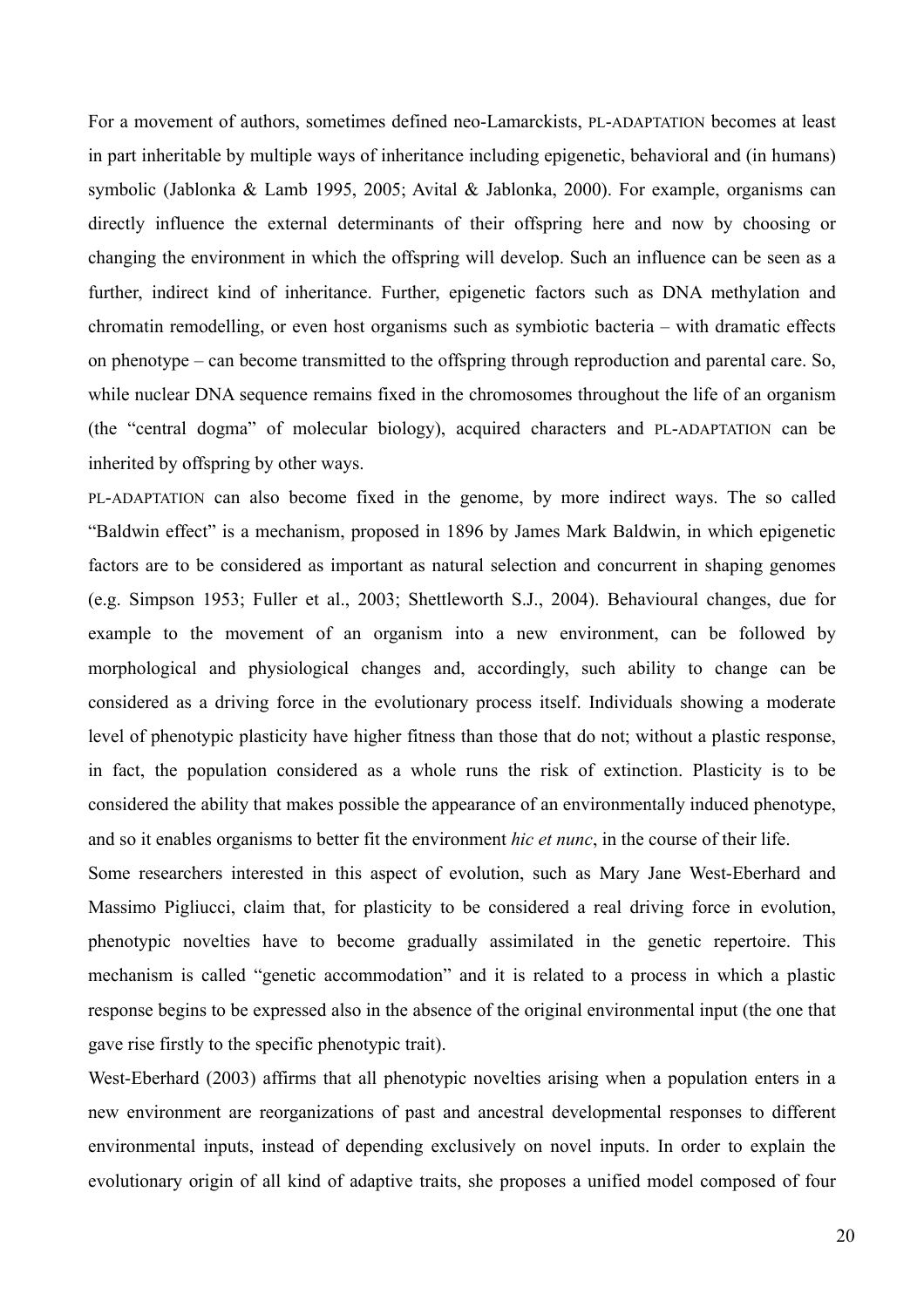For a movement of authors, sometimes defined neo-Lamarckists, PL-ADAPTATION becomes at least in part inheritable by multiple ways of inheritance including epigenetic, behavioral and (in humans) symbolic (Jablonka & Lamb 1995, 2005; Avital & Jablonka, 2000). For example, organisms can directly influence the external determinants of their offspring here and now by choosing or changing the environment in which the offspring will develop. Such an influence can be seen as a further, indirect kind of inheritance. Further, epigenetic factors such as DNA methylation and chromatin remodelling, or even host organisms such as symbiotic bacteria – with dramatic effects on phenotype – can become transmitted to the offspring through reproduction and parental care. So, while nuclear DNA sequence remains fixed in the chromosomes throughout the life of an organism (the "central dogma" of molecular biology), acquired characters and PL-ADAPTATION can be inherited by offspring by other ways.

PL-ADAPTATION can also become fixed in the genome, by more indirect ways. The so called "Baldwin effect" is a mechanism, proposed in 1896 by James Mark Baldwin, in which epigenetic factors are to be considered as important as natural selection and concurrent in shaping genomes (e.g. Simpson 1953; Fuller et al., 2003; Shettleworth S.J., 2004). Behavioural changes, due for example to the movement of an organism into a new environment, can be followed by morphological and physiological changes and, accordingly, such ability to change can be considered as a driving force in the evolutionary process itself. Individuals showing a moderate level of phenotypic plasticity have higher fitness than those that do not; without a plastic response, in fact, the population considered as a whole runs the risk of extinction. Plasticity is to be considered the ability that makes possible the appearance of an environmentally induced phenotype, and so it enables organisms to better fit the environment *hic et nunc*, in the course of their life.

Some researchers interested in this aspect of evolution, such as Mary Jane West-Eberhard and Massimo Pigliucci, claim that, for plasticity to be considered a real driving force in evolution, phenotypic novelties have to become gradually assimilated in the genetic repertoire. This mechanism is called "genetic accommodation" and it is related to a process in which a plastic response begins to be expressed also in the absence of the original environmental input (the one that gave rise firstly to the specific phenotypic trait).

West-Eberhard (2003) affirms that all phenotypic novelties arising when a population enters in a new environment are reorganizations of past and ancestral developmental responses to different environmental inputs, instead of depending exclusively on novel inputs. In order to explain the evolutionary origin of all kind of adaptive traits, she proposes a unified model composed of four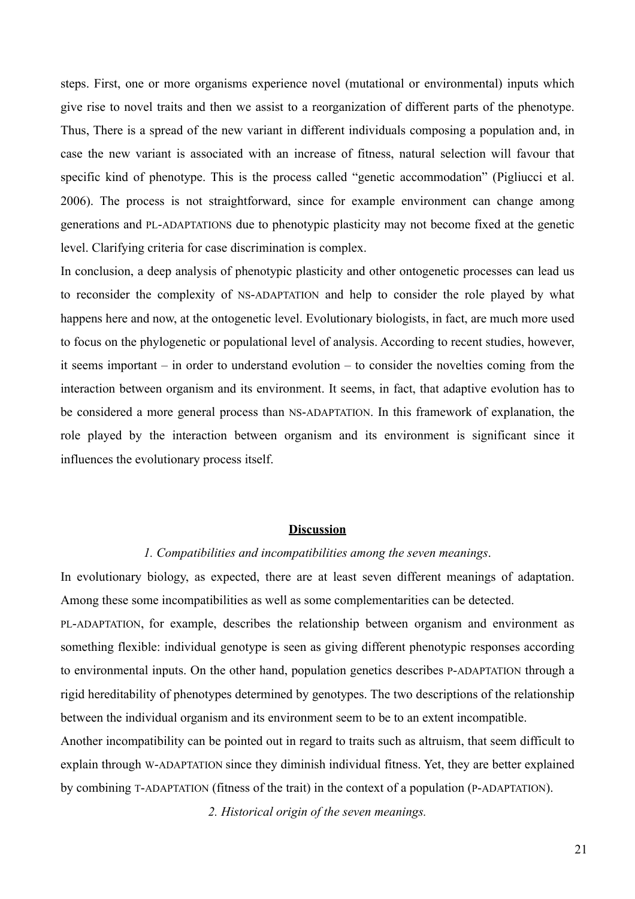steps. First, one or more organisms experience novel (mutational or environmental) inputs which give rise to novel traits and then we assist to a reorganization of different parts of the phenotype. Thus, There is a spread of the new variant in different individuals composing a population and, in case the new variant is associated with an increase of fitness, natural selection will favour that specific kind of phenotype. This is the process called "genetic accommodation" (Pigliucci et al. 2006). The process is not straightforward, since for example environment can change among generations and PL-ADAPTATIONS due to phenotypic plasticity may not become fixed at the genetic level. Clarifying criteria for case discrimination is complex.

In conclusion, a deep analysis of phenotypic plasticity and other ontogenetic processes can lead us to reconsider the complexity of NS-ADAPTATION and help to consider the role played by what happens here and now, at the ontogenetic level. Evolutionary biologists, in fact, are much more used to focus on the phylogenetic or populational level of analysis. According to recent studies, however, it seems important – in order to understand evolution – to consider the novelties coming from the interaction between organism and its environment. It seems, in fact, that adaptive evolution has to be considered a more general process than NS-ADAPTATION. In this framework of explanation, the role played by the interaction between organism and its environment is significant since it influences the evolutionary process itself.

## Discussion

*1. Compatibilities and incompatibilities among the seven meanings*.

In evolutionary biology, as expected, there are at least seven different meanings of adaptation. Among these some incompatibilities as well as some complementarities can be detected.

PL-ADAPTATION, for example, describes the relationship between organism and environment as something flexible: individual genotype is seen as giving different phenotypic responses according to environmental inputs. On the other hand, population genetics describes P-ADAPTATION through a rigid hereditability of phenotypes determined by genotypes. The two descriptions of the relationship between the individual organism and its environment seem to be to an extent incompatible.

Another incompatibility can be pointed out in regard to traits such as altruism, that seem difficult to explain through W-ADAPTATION since they diminish individual fitness. Yet, they are better explained by combining T-ADAPTATION (fitness of the trait) in the context of a population (P-ADAPTATION).

*2. Historical origin of the seven meanings.*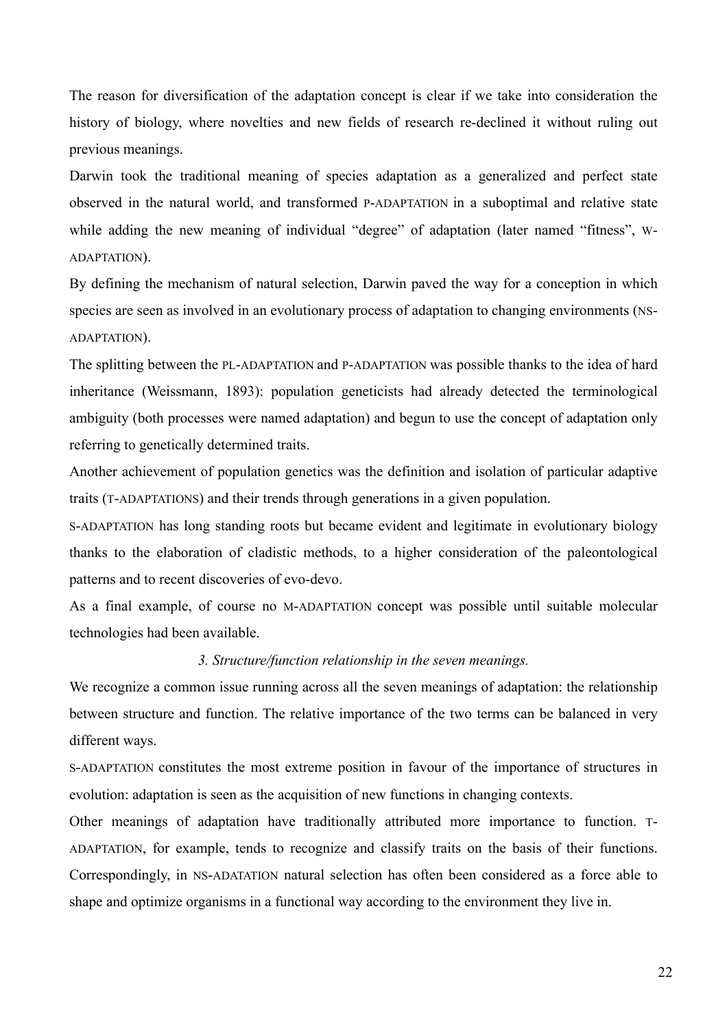The reason for diversification of the adaptation concept is clear if we take into consideration the history of biology, where novelties and new fields of research re-declined it without ruling out previous meanings.

Darwin took the traditional meaning of species adaptation as a generalized and perfect state observed in the natural world, and transformed P-ADAPTATION in a suboptimal and relative state while adding the new meaning of individual "degree" of adaptation (later named "fitness", W-ADAPTATION).

By defining the mechanism of natural selection, Darwin paved the way for a conception in which species are seen as involved in an evolutionary process of adaptation to changing environments (NS-ADAPTATION).

The splitting between the PL-ADAPTATION and P-ADAPTATION was possible thanks to the idea of hard inheritance (Weissmann, 1893): population geneticists had already detected the terminological ambiguity (both processes were named adaptation) and begun to use the concept of adaptation only referring to genetically determined traits.

Another achievement of population genetics was the definition and isolation of particular adaptive traits (T-ADAPTATIONS) and their trends through generations in a given population.

S-ADAPTATION has long standing roots but became evident and legitimate in evolutionary biology thanks to the elaboration of cladistic methods, to a higher consideration of the paleontological patterns and to recent discoveries of evo-devo.

As a final example, of course no M-ADAPTATION concept was possible until suitable molecular technologies had been available.

### *3. Structure/function relationship in the seven meanings.*

We recognize a common issue running across all the seven meanings of adaptation: the relationship between structure and function. The relative importance of the two terms can be balanced in very different ways.

S-ADAPTATION constitutes the most extreme position in favour of the importance of structures in evolution: adaptation is seen as the acquisition of new functions in changing contexts.

Other meanings of adaptation have traditionally attributed more importance to function. T-ADAPTATION, for example, tends to recognize and classify traits on the basis of their functions. Correspondingly, in NS-ADATATION natural selection has often been considered as a force able to shape and optimize organisms in a functional way according to the environment they live in.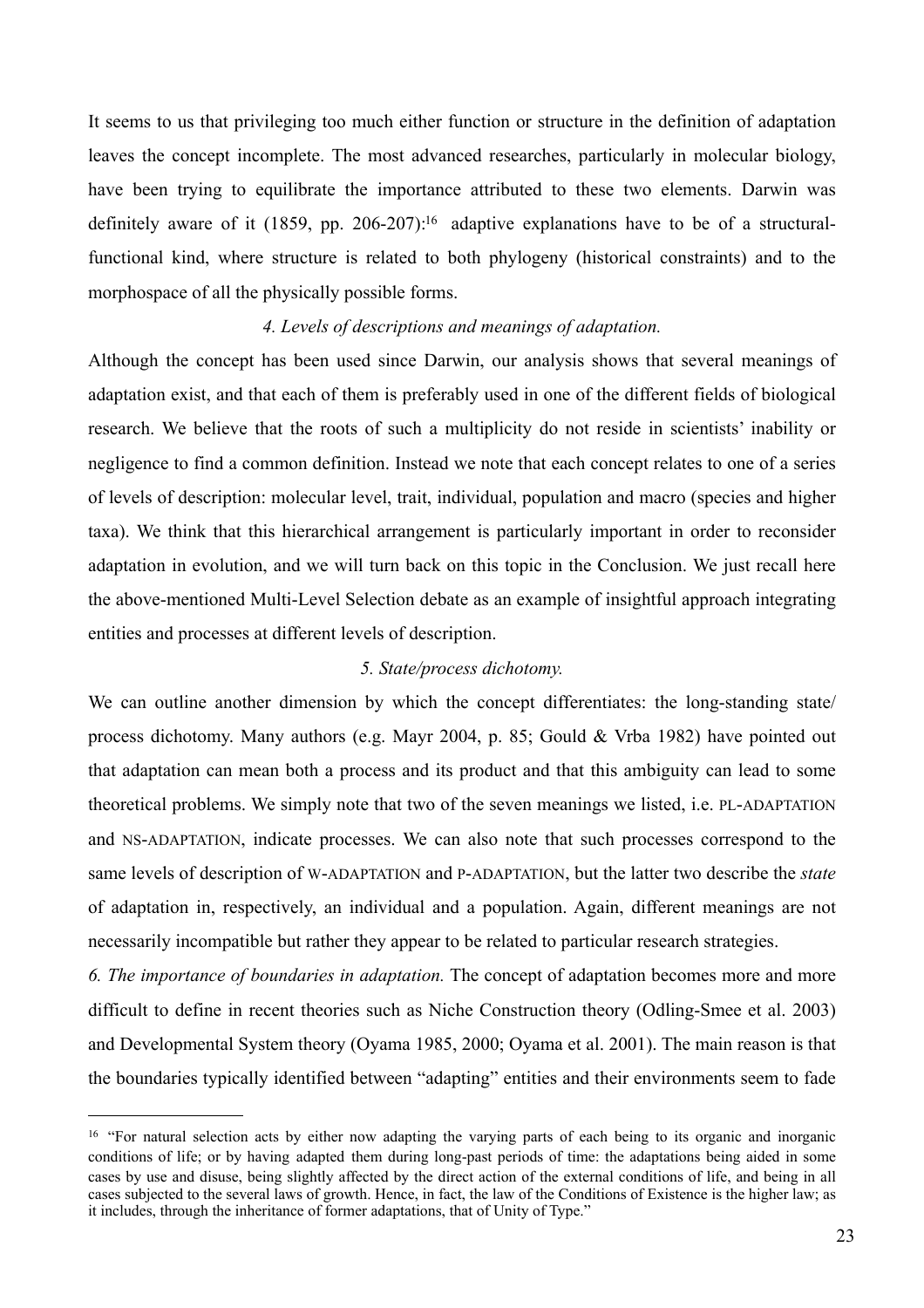It seems to us that privileging too much either function or structure in the definition of adaptation leaves the concept incomplete. The most advanced researches, particularly in molecular biology, have been trying to equilibrate the importance attributed to these two elements. Darwin was definitely aware of it (1859, pp. 206-207):[16] adaptive explanations have to be of a structural-functional kind, where structure is related to both phylogeny (historical constraints) and to the morphospace of all the physically possible forms.

*4. Levels of descriptions and meanings of adaptation.*

Although the concept has been used since Darwin, our analysis shows that several meanings of adaptation exist, and that each of them is preferably used in one of the different fields of biological research. We believe that the roots of such a multiplicity do not reside in scientists' inability or negligence to find a common definition. Instead we note that each concept relates to one of a series of levels of description: molecular level, trait, individual, population and macro (species and higher taxa). We think that this hierarchical arrangement is particularly important in order to reconsider adaptation in evolution, and we will turn back on this topic in the Conclusion. We just recall here the above-mentioned Multi-Level Selection debate as an example of insightful approach integrating entities and processes at different levels of description.

*5. State/process dichotomy.*

We can outline another dimension by which the concept differentiates: the long-standing state/process dichotomy. Many authors (e.g. Mayr 2004, p. 85; Gould & Vrba 1982) have pointed out that adaptation can mean both a process and its product and that this ambiguity can lead to some theoretical problems. We simply note that two of the seven meanings we listed, i.e. PL-ADAPTATION and NS-ADAPTATION, indicate processes. We can also note that such processes correspond to the same levels of description of W-ADAPTATION and P-ADAPTATION, but the latter two describe the *state* of adaptation in, respectively, an individual and a population. Again, different meanings are not necessarily incompatible but rather they appear to be related to particular research strategies.

*6. The importance of boundaries in adaptation.* The concept of adaptation becomes more and more difficult to define in recent theories such as Niche Construction theory (Odling-Smee et al. 2003) and Developmental System theory (Oyama 1985, 2000; Oyama et al. 2001). The main reason is that the boundaries typically identified between "adapting" entities and their environments seem to fade

---

[16] "For natural selection acts by either now adapting the varying parts of each being to its organic and inorganic conditions of life; or by having adapted them during long-past periods of time: the adaptations being aided in some cases by use and disuse, being slightly affected by the direct action of the external conditions of life, and being in all cases subjected to the several laws of growth. Hence, in fact, the law of the Conditions of Existence is the higher law; as it includes, through the inheritance of former adaptations, that of Unity of Type."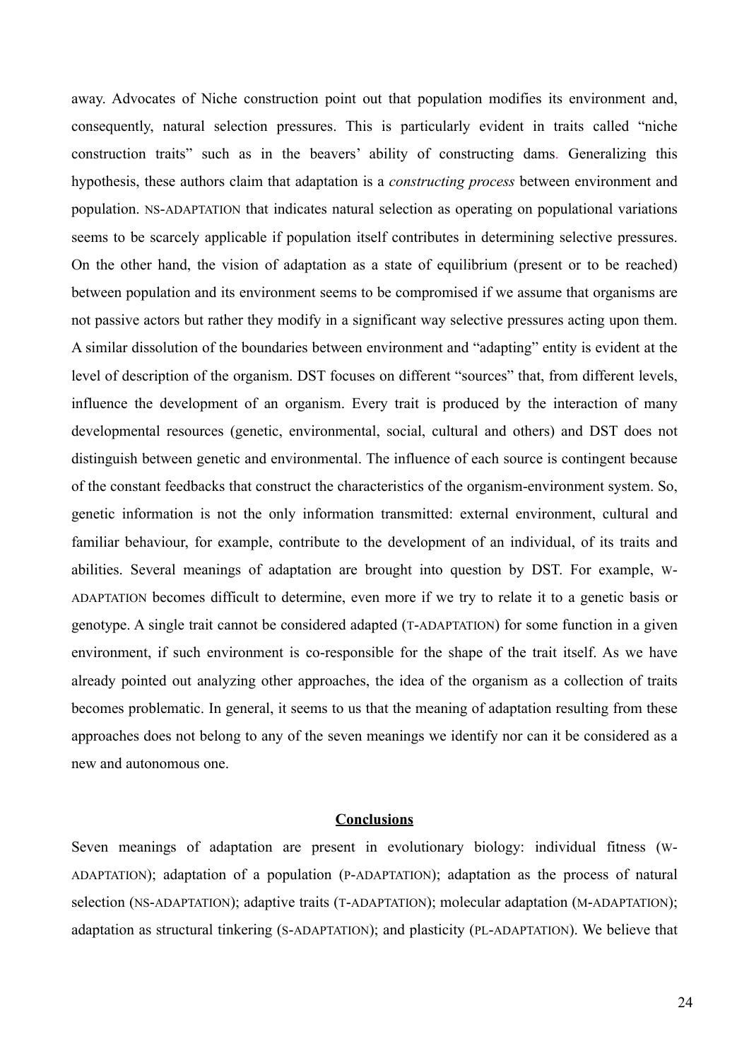away. Advocates of Niche construction point out that population modifies its environment and, consequently, natural selection pressures. This is particularly evident in traits called "niche construction traits" such as in the beavers' ability of constructing dams. Generalizing this hypothesis, these authors claim that adaptation is a *constructing process* between environment and population. NS-ADAPTATION that indicates natural selection as operating on populational variations seems to be scarcely applicable if population itself contributes in determining selective pressures. On the other hand, the vision of adaptation as a state of equilibrium (present or to be reached) between population and its environment seems to be compromised if we assume that organisms are not passive actors but rather they modify in a significant way selective pressures acting upon them. A similar dissolution of the boundaries between environment and "adapting" entity is evident at the level of description of the organism. DST focuses on different "sources" that, from different levels, influence the development of an organism. Every trait is produced by the interaction of many developmental resources (genetic, environmental, social, cultural and others) and DST does not distinguish between genetic and environmental. The influence of each source is contingent because of the constant feedbacks that construct the characteristics of the organism-environment system. So, genetic information is not the only information transmitted: external environment, cultural and familiar behaviour, for example, contribute to the development of an individual, of its traits and abilities. Several meanings of adaptation are brought into question by DST. For example, W-ADAPTATION becomes difficult to determine, even more if we try to relate it to a genetic basis or genotype. A single trait cannot be considered adapted (T-ADAPTATION) for some function in a given environment, if such environment is co-responsible for the shape of the trait itself. As we have already pointed out analyzing other approaches, the idea of the organism as a collection of traits becomes problematic. In general, it seems to us that the meaning of adaptation resulting from these approaches does not belong to any of the seven meanings we identify nor can it be considered as a new and autonomous one.

## Conclusions

Seven meanings of adaptation are present in evolutionary biology: individual fitness (W-ADAPTATION); adaptation of a population (P-ADAPTATION); adaptation as the process of natural selection (NS-ADAPTATION); adaptive traits (T-ADAPTATION); molecular adaptation (M-ADAPTATION); adaptation as structural tinkering (S-ADAPTATION); and plasticity (PL-ADAPTATION). We believe that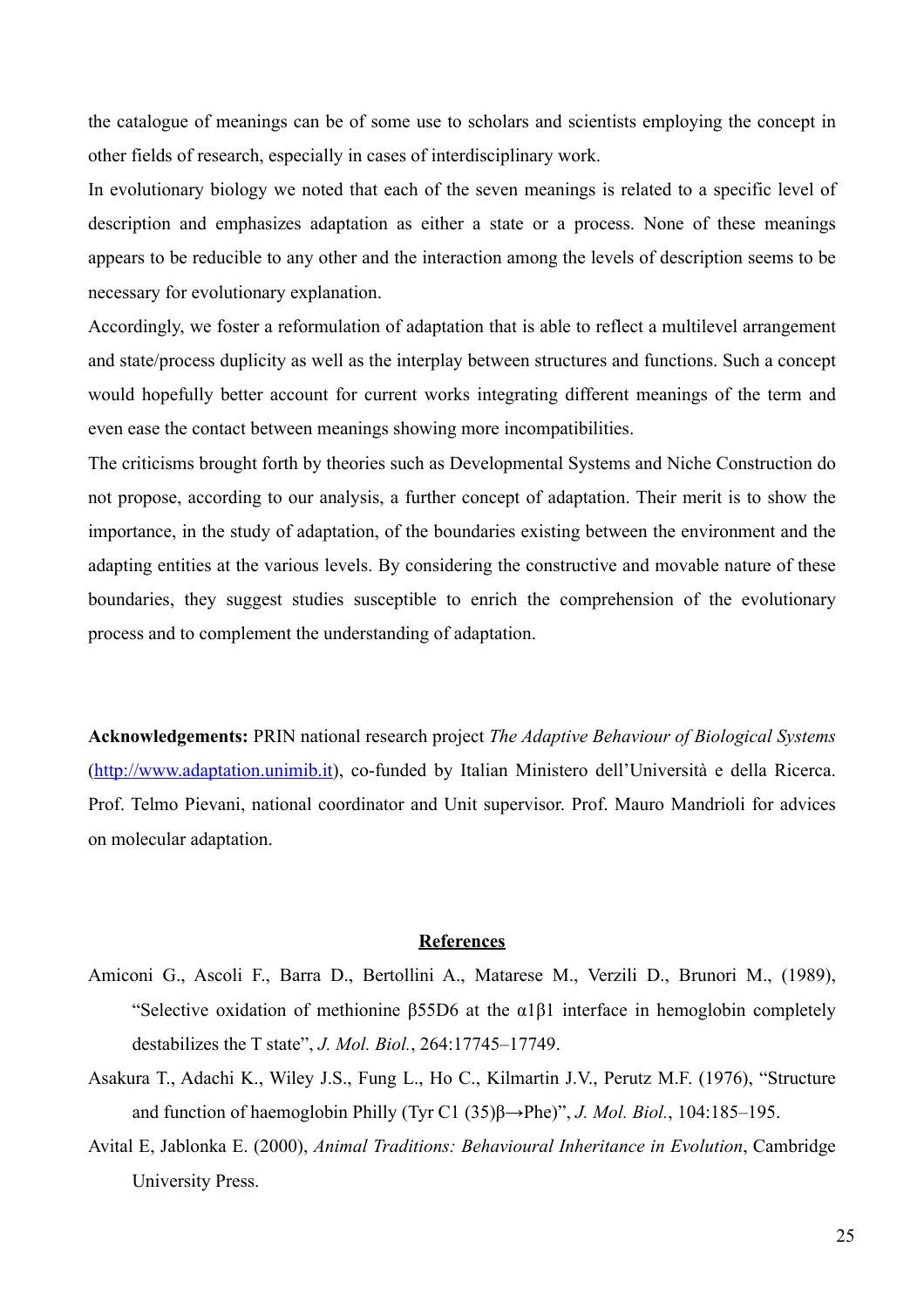the catalogue of meanings can be of some use to scholars and scientists employing the concept in other fields of research, especially in cases of interdisciplinary work.

In evolutionary biology we noted that each of the seven meanings is related to a specific level of description and emphasizes adaptation as either a state or a process. None of these meanings appears to be reducible to any other and the interaction among the levels of description seems to be necessary for evolutionary explanation.

Accordingly, we foster a reformulation of adaptation that is able to reflect a multilevel arrangement and state/process duplicity as well as the interplay between structures and functions. Such a concept would hopefully better account for current works integrating different meanings of the term and even ease the contact between meanings showing more incompatibilities.

The criticisms brought forth by theories such as Developmental Systems and Niche Construction do not propose, according to our analysis, a further concept of adaptation. Their merit is to show the importance, in the study of adaptation, of the boundaries existing between the environment and the adapting entities at the various levels. By considering the constructive and movable nature of these boundaries, they suggest studies susceptible to enrich the comprehension of the evolutionary process and to complement the understanding of adaptation.

**Acknowledgements:** PRIN national research project *The Adaptive Behaviour of Biological Systems* ([http://www.adaptation.unimib.it](http://www.adaptation.unimib.it)), co-funded by Italian Ministero dell'Università e della Ricerca. Prof. Telmo Pievani, national coordinator and Unit supervisor. Prof. Mauro Mandrioli for advices on molecular adaptation.

## References

Amiconi G., Ascoli F., Barra D., Bertollini A., Matarese M., Verzili D., Brunori M., (1989), "Selective oxidation of methionine β55D6 at the α1β1 interface in hemoglobin completely destabilizes the T state", *J. Mol. Biol.*, 264:17745–17749.

Asakura T., Adachi K., Wiley J.S., Fung L., Ho C., Kilmartin J.V., Perutz M.F. (1976), "Structure and function of haemoglobin Philly (Tyr C1 (35)β→Phe)", *J. Mol. Biol.*, 104:185–195.

Avital E, Jablonka E. (2000), *Animal Traditions: Behavioural Inheritance in Evolution*, Cambridge University Press.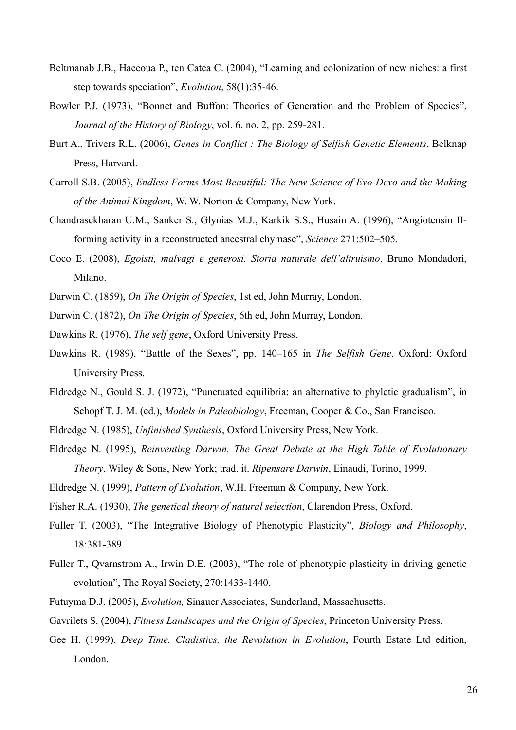Beltmanab J.B., Haccoua P., ten Catea C. (2004), "Learning and colonization of new niches: a first step towards speciation", *Evolution*, 58(1):35-46.

Bowler P.J. (1973), "Bonnet and Buffon: Theories of Generation and the Problem of Species", *Journal of the History of Biology*, vol. 6, no. 2, pp. 259-281.

Burt A., Trivers R.L. (2006), *Genes in Conflict : The Biology of Selfish Genetic Elements*, Belknap Press, Harvard.

Carroll S.B. (2005), *Endless Forms Most Beautiful: The New Science of Evo-Devo and the Making of the Animal Kingdom*, W. W. Norton & Company, New York.

Chandrasekharan U.M., Sanker S., Glynias M.J., Karkik S.S., Husain A. (1996), "Angiotensin II-forming activity in a reconstructed ancestral chymase", *Science* 271:502–505.

Coco E. (2008), *Egoisti, malvagi e generosi. Storia naturale dell'altruismo*, Bruno Mondadori, Milano.

Darwin C. (1859), *On The Origin of Species*, 1st ed, John Murray, London.

Darwin C. (1872), *On The Origin of Species*, 6th ed, John Murray, London.

Dawkins R. (1976), *The self gene*, Oxford University Press.

Dawkins R. (1989), "Battle of the Sexes", pp. 140–165 in *The Selfish Gene*. Oxford: Oxford University Press.

Eldredge N., Gould S. J. (1972), "Punctuated equilibria: an alternative to phyletic gradualism", in Schopf T. J. M. (ed.), *Models in Paleobiology*, Freeman, Cooper & Co., San Francisco.

Eldredge N. (1985), *Unfinished Synthesis*, Oxford University Press, New York.

Eldredge N. (1995), *Reinventing Darwin. The Great Debate at the High Table of Evolutionary Theory*, Wiley & Sons, New York; trad. it. *Ripensare Darwin*, Einaudi, Torino, 1999.

Eldredge N. (1999), *Pattern of Evolution*, W.H. Freeman & Company, New York.

Fisher R.A. (1930), *The genetical theory of natural selection*, Clarendon Press, Oxford.

Fuller T. (2003), "The Integrative Biology of Phenotypic Plasticity", *Biology and Philosophy*, 18:381-389.

Fuller T., Qvarnstrom A., Irwin D.E. (2003), "The role of phenotypic plasticity in driving genetic evolution", The Royal Society, 270:1433-1440.

Futuyma D.J. (2005), *Evolution,* Sinauer Associates, Sunderland, Massachusetts.

Gavrilets S. (2004), *Fitness Landscapes and the Origin of Species*, Princeton University Press.

Gee H. (1999), *Deep Time. Cladistics, the Revolution in Evolution*, Fourth Estate Ltd edition, London.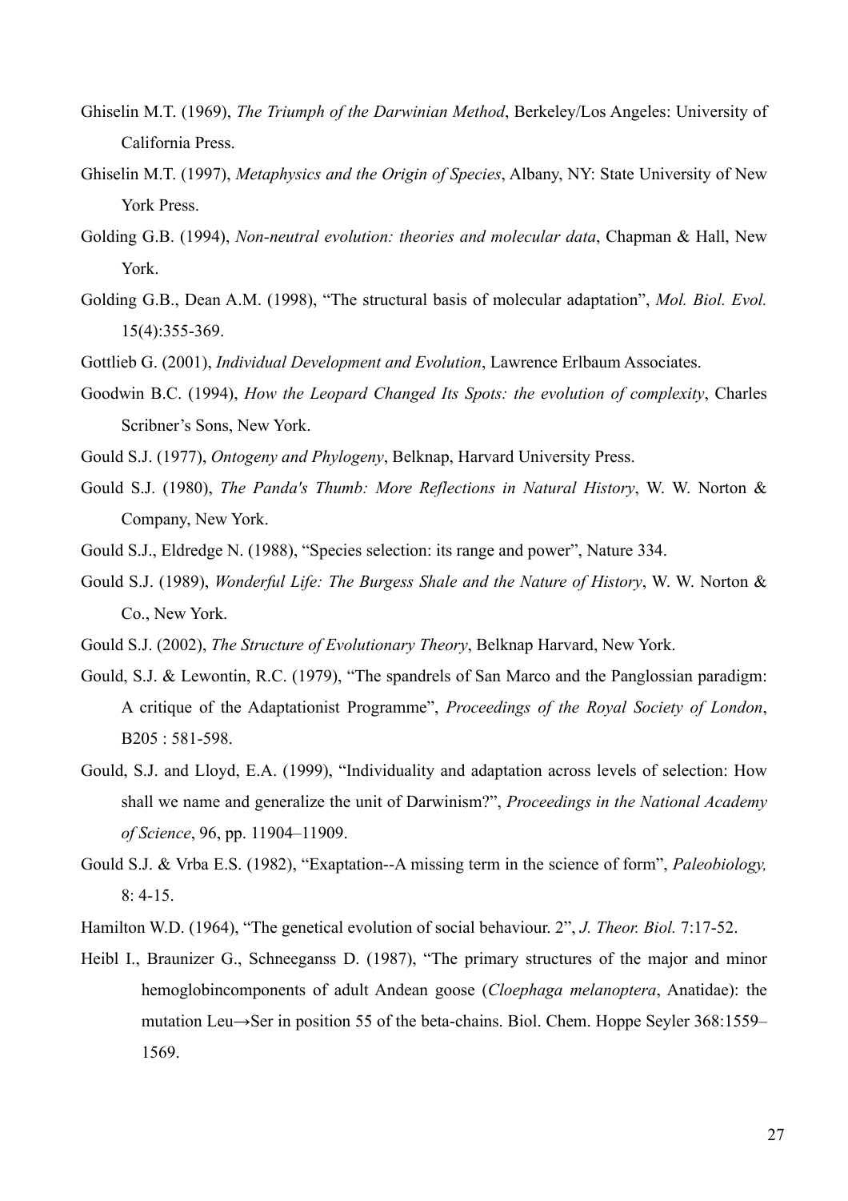Ghiselin M.T. (1969), *The Triumph of the Darwinian Method*, Berkeley/Los Angeles: University of California Press.

Ghiselin M.T. (1997), *Metaphysics and the Origin of Species*, Albany, NY: State University of New York Press.

Golding G.B. (1994), *Non-neutral evolution: theories and molecular data*, Chapman & Hall, New York.

Golding G.B., Dean A.M. (1998), "The structural basis of molecular adaptation", *Mol. Biol. Evol.* 15(4):355-369.

Gottlieb G. (2001), *Individual Development and Evolution*, Lawrence Erlbaum Associates.

Goodwin B.C. (1994), *How the Leopard Changed Its Spots: the evolution of complexity*, Charles Scribner's Sons, New York.

Gould S.J. (1977), *Ontogeny and Phylogeny*, Belknap, Harvard University Press.

Gould S.J. (1980), *The Panda's Thumb: More Reflections in Natural History*, W. W. Norton & Company, New York.

Gould S.J., Eldredge N. (1988), "Species selection: its range and power", Nature 334.

Gould S.J. (1989), *Wonderful Life: The Burgess Shale and the Nature of History*, W. W. Norton & Co., New York.

Gould S.J. (2002), *The Structure of Evolutionary Theory*, Belknap Harvard, New York.

Gould, S.J. & Lewontin, R.C. (1979), "The spandrels of San Marco and the Panglossian paradigm: A critique of the Adaptationist Programme", *Proceedings of the Royal Society of London*, B205 : 581-598.

Gould, S.J. and Lloyd, E.A. (1999), "Individuality and adaptation across levels of selection: How shall we name and generalize the unit of Darwinism?", *Proceedings in the National Academy of Science*, 96, pp. 11904–11909.

Gould S.J. & Vrba E.S. (1982), "Exaptation--A missing term in the science of form", *Paleobiology,* 8: 4-15.

Hamilton W.D. (1964), "The genetical evolution of social behaviour. 2", *J. Theor. Biol.* 7:17-52.

Heibl I., Braunizer G., Schneeganss D. (1987), "The primary structures of the major and minor hemoglobincomponents of adult Andean goose (*Cloephaga melanoptera*, Anatidae): the mutation Leu→Ser in position 55 of the beta-chains. Biol. Chem. Hoppe Seyler 368:1559–1569.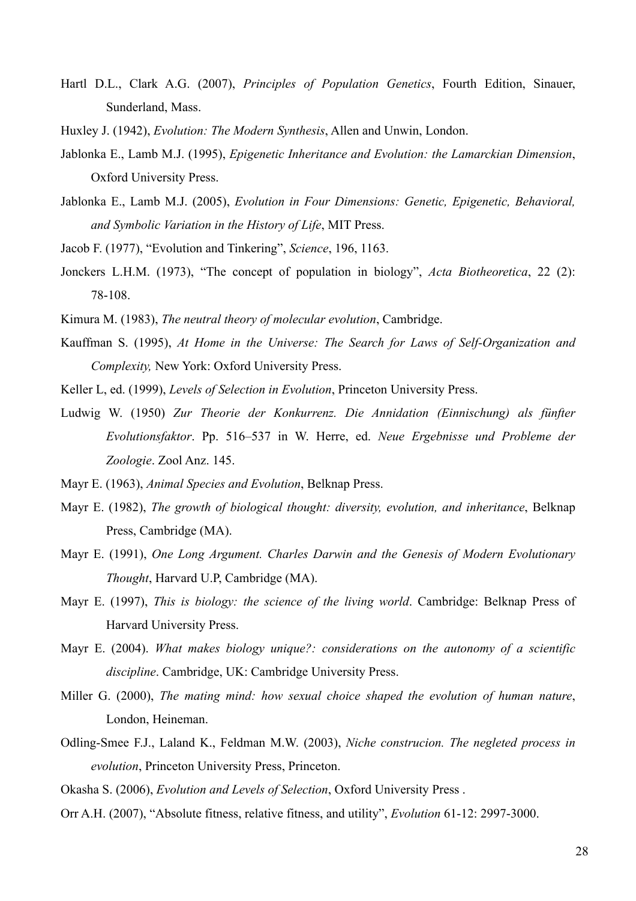Hartl D.L., Clark A.G. (2007), *Principles of Population Genetics*, Fourth Edition, Sinauer, Sunderland, Mass.

Huxley J. (1942), *Evolution: The Modern Synthesis*, Allen and Unwin, London.

Jablonka E., Lamb M.J. (1995), *Epigenetic Inheritance and Evolution: the Lamarckian Dimension*, Oxford University Press.

Jablonka E., Lamb M.J. (2005), *Evolution in Four Dimensions: Genetic, Epigenetic, Behavioral, and Symbolic Variation in the History of Life*, MIT Press.

Jacob F. (1977), "Evolution and Tinkering", *Science*, 196, 1163.

Jonckers L.H.M. (1973), "The concept of population in biology", *Acta Biotheoretica*, 22 (2): 78-108.

Kimura M. (1983), *The neutral theory of molecular evolution*, Cambridge.

Kauffman S. (1995), *At Home in the Universe: The Search for Laws of Self-Organization and Complexity,* New York: Oxford University Press.

Keller L, ed. (1999), *Levels of Selection in Evolution*, Princeton University Press.

Ludwig W. (1950) *Zur Theorie der Konkurrenz. Die Annidation (Einnischung) als fünfter Evolutionsfaktor*. Pp. 516–537 in W. Herre, ed. *Neue Ergebnisse und Probleme der Zoologie*. Zool Anz. 145.

Mayr E. (1963), *Animal Species and Evolution*, Belknap Press.

Mayr E. (1982), *The growth of biological thought: diversity, evolution, and inheritance*, Belknap Press, Cambridge (MA).

Mayr E. (1991), *One Long Argument. Charles Darwin and the Genesis of Modern Evolutionary Thought*, Harvard U.P, Cambridge (MA).

Mayr E. (1997), *This is biology: the science of the living world*. Cambridge: Belknap Press of Harvard University Press.

Mayr E. (2004). *What makes biology unique?: considerations on the autonomy of a scientific discipline*. Cambridge, UK: Cambridge University Press.

Miller G. (2000), *The mating mind: how sexual choice shaped the evolution of human nature*, London, Heineman.

Odling-Smee F.J., Laland K., Feldman M.W. (2003), *Niche construcion. The negleted process in evolution*, Princeton University Press, Princeton.

Okasha S. (2006), *Evolution and Levels of Selection*, Oxford University Press .

Orr A.H. (2007), "Absolute fitness, relative fitness, and utility", *Evolution* 61-12: 2997-3000.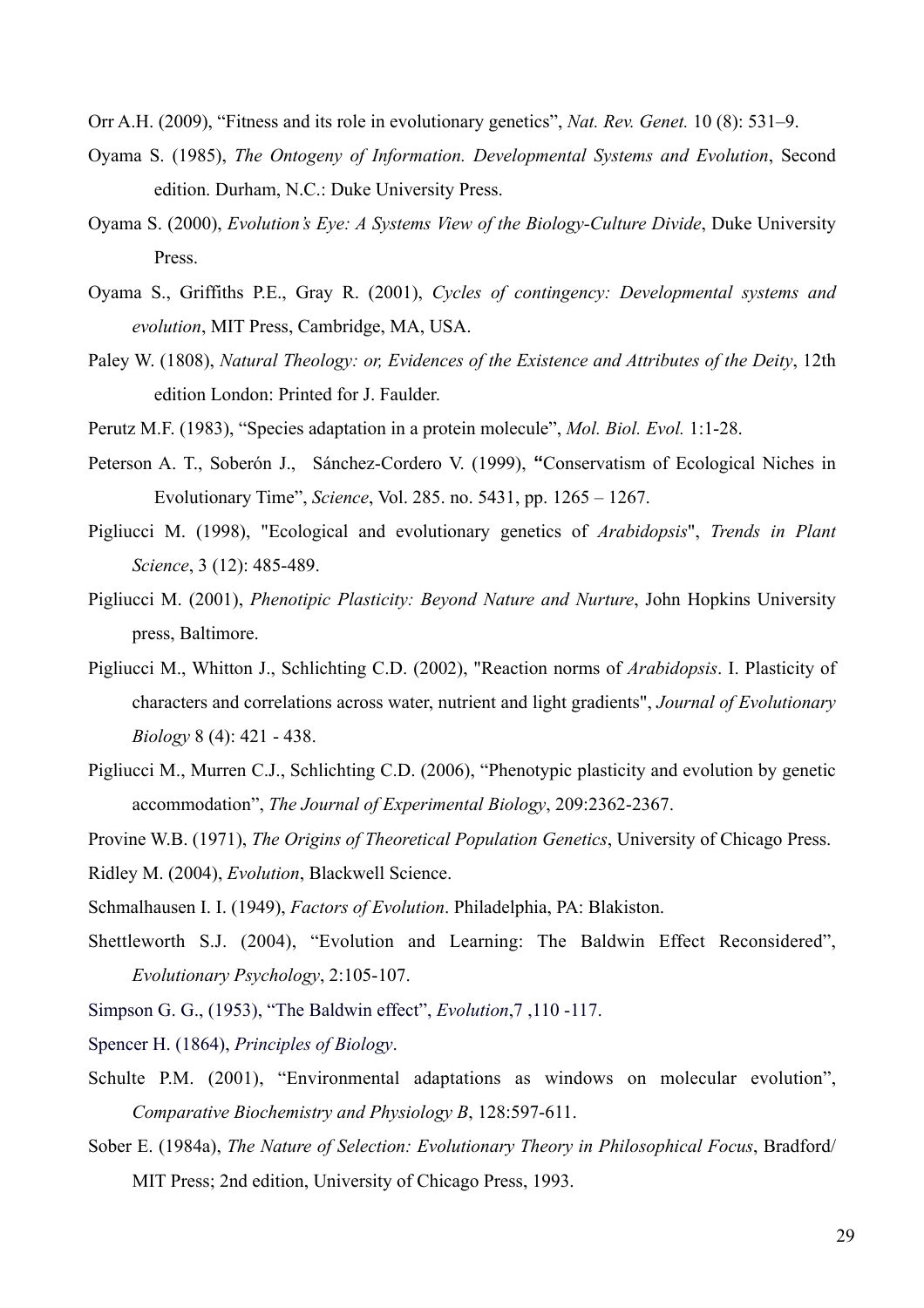Orr A.H. (2009), "Fitness and its role in evolutionary genetics", *Nat. Rev. Genet.* 10 (8): 531–9.

Oyama S. (1985), *The Ontogeny of Information. Developmental Systems and Evolution*, Second edition. Durham, N.C.: Duke University Press.

Oyama S. (2000), *Evolution's Eye: A Systems View of the Biology-Culture Divide*, Duke University Press.

Oyama S., Griffiths P.E., Gray R. (2001), *Cycles of contingency: Developmental systems and evolution*, MIT Press, Cambridge, MA, USA.

Paley W. (1808), *Natural Theology: or, Evidences of the Existence and Attributes of the Deity*, 12th edition London: Printed for J. Faulder.

Perutz M.F. (1983), "Species adaptation in a protein molecule", *Mol. Biol. Evol.* 1:1-28.

Peterson A. T., Soberón J., Sánchez-Cordero V. (1999), **"**Conservatism of Ecological Niches in Evolutionary Time", *Science*, Vol. 285. no. 5431, pp. 1265 – 1267.

Pigliucci M. (1998), "Ecological and evolutionary genetics of *Arabidopsis*", *Trends in Plant Science*, 3 (12): 485-489.

Pigliucci M. (2001), *Phenotipic Plasticity: Beyond Nature and Nurture*, John Hopkins University press, Baltimore.

Pigliucci M., Whitton J., Schlichting C.D. (2002), "Reaction norms of *Arabidopsis*. I. Plasticity of characters and correlations across water, nutrient and light gradients", *Journal of Evolutionary Biology* 8 (4): 421 - 438.

Pigliucci M., Murren C.J., Schlichting C.D. (2006), "Phenotypic plasticity and evolution by genetic accommodation", *The Journal of Experimental Biology*, 209:2362-2367.

Provine W.B. (1971), *The Origins of Theoretical Population Genetics*, University of Chicago Press.

Ridley M. (2004), *Evolution*, Blackwell Science.

Schmalhausen I. I. (1949), *Factors of Evolution*. Philadelphia, PA: Blakiston.

Shettleworth S.J. (2004), "Evolution and Learning: The Baldwin Effect Reconsidered", *Evolutionary Psychology*, 2:105-107.

Simpson G. G., (1953), "The Baldwin effect", *Evolution*,7 ,110 -117.

Spencer H. (1864), *Principles of Biology*.

Schulte P.M. (2001), "Environmental adaptations as windows on molecular evolution", *Comparative Biochemistry and Physiology B*, 128:597-611.

Sober E. (1984a), *The Nature of Selection: Evolutionary Theory in Philosophical Focus*, Bradford/ MIT Press; 2nd edition, University of Chicago Press, 1993.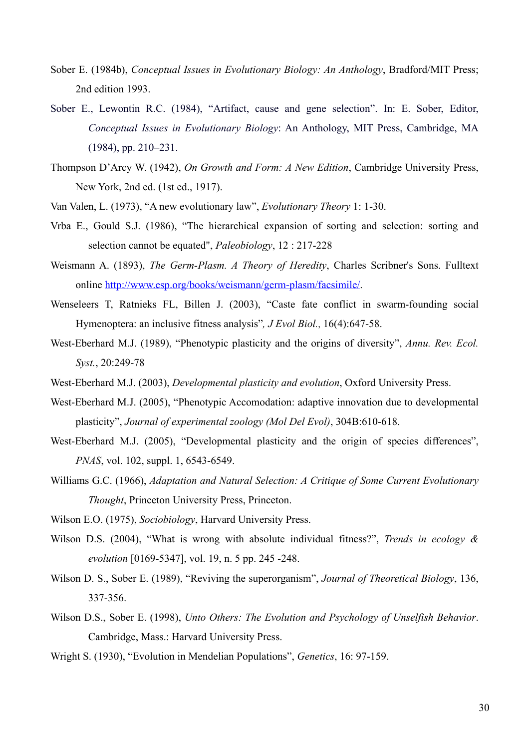Sober E. (1984b), *Conceptual Issues in Evolutionary Biology: An Anthology*, Bradford/MIT Press; 2nd edition 1993.

Sober E., Lewontin R.C. (1984), "Artifact, cause and gene selection". In: E. Sober, Editor, *Conceptual Issues in Evolutionary Biology*: An Anthology, MIT Press, Cambridge, MA (1984), pp. 210–231.

Thompson D'Arcy W. (1942), *On Growth and Form: A New Edition*, Cambridge University Press, New York, 2nd ed. (1st ed., 1917).

Van Valen, L. (1973), "A new evolutionary law", *Evolutionary Theory* 1: 1-30.

Vrba E., Gould S.J. (1986), "The hierarchical expansion of sorting and selection: sorting and selection cannot be equated", *Paleobiology*, 12 : 217-228

Weismann A. (1893), *The Germ-Plasm. A Theory of Heredity*, Charles Scribner's Sons. Fulltext online http://www.esp.org/books/weismann/germ-plasm/facsimile/.

Wenseleers T, Ratnieks FL, Billen J. (2003), "Caste fate conflict in swarm-founding social Hymenoptera: an inclusive fitness analysis", *J Evol Biol.*, 16(4):647-58.

West-Eberhard M.J. (1989), "Phenotypic plasticity and the origins of diversity", *Annu. Rev. Ecol. Syst.*, 20:249-78

West-Eberhard M.J. (2003), *Developmental plasticity and evolution*, Oxford University Press.

West-Eberhard M.J. (2005), "Phenotypic Accomodation: adaptive innovation due to developmental plasticity", *Journal of experimental zoology (Mol Del Evol)*, 304B:610-618.

West-Eberhard M.J. (2005), "Developmental plasticity and the origin of species differences", *PNAS*, vol. 102, suppl. 1, 6543-6549.

Williams G.C. (1966), *Adaptation and Natural Selection: A Critique of Some Current Evolutionary Thought*, Princeton University Press, Princeton.

Wilson E.O. (1975), *Sociobiology*, Harvard University Press.

Wilson D.S. (2004), "What is wrong with absolute individual fitness?", *Trends in ecology & evolution* [0169-5347], vol. 19, n. 5 pp. 245 -248.

Wilson D. S., Sober E. (1989), "Reviving the superorganism", *Journal of Theoretical Biology*, 136, 337-356.

Wilson D.S., Sober E. (1998), *Unto Others: The Evolution and Psychology of Unselfish Behavior*. Cambridge, Mass.: Harvard University Press.

Wright S. (1930), "Evolution in Mendelian Populations", *Genetics*, 16: 97-159.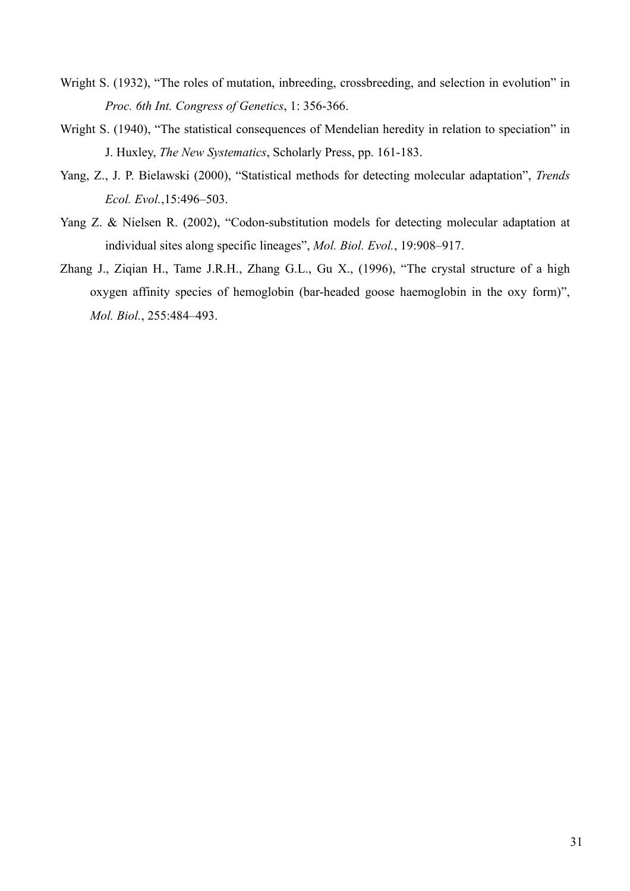Wright S. (1932), “The roles of mutation, inbreeding, crossbreeding, and selection in evolution” in *Proc. 6th Int. Congress of Genetics*, 1: 356-366.

Wright S. (1940), “The statistical consequences of Mendelian heredity in relation to speciation” in J. Huxley, *The New Systematics*, Scholarly Press, pp. 161-183.

Yang, Z., J. P. Bielawski (2000), “Statistical methods for detecting molecular adaptation”, *Trends Ecol. Evol.*,15:496–503.

Yang Z. & Nielsen R. (2002), “Codon-substitution models for detecting molecular adaptation at individual sites along specific lineages”, *Mol. Biol. Evol.*, 19:908–917.

Zhang J., Ziqian H., Tame J.R.H., Zhang G.L., Gu X., (1996), “The crystal structure of a high oxygen affinity species of hemoglobin (bar-headed goose haemoglobin in the oxy form)”, *Mol. Biol.*, 255:484–493.